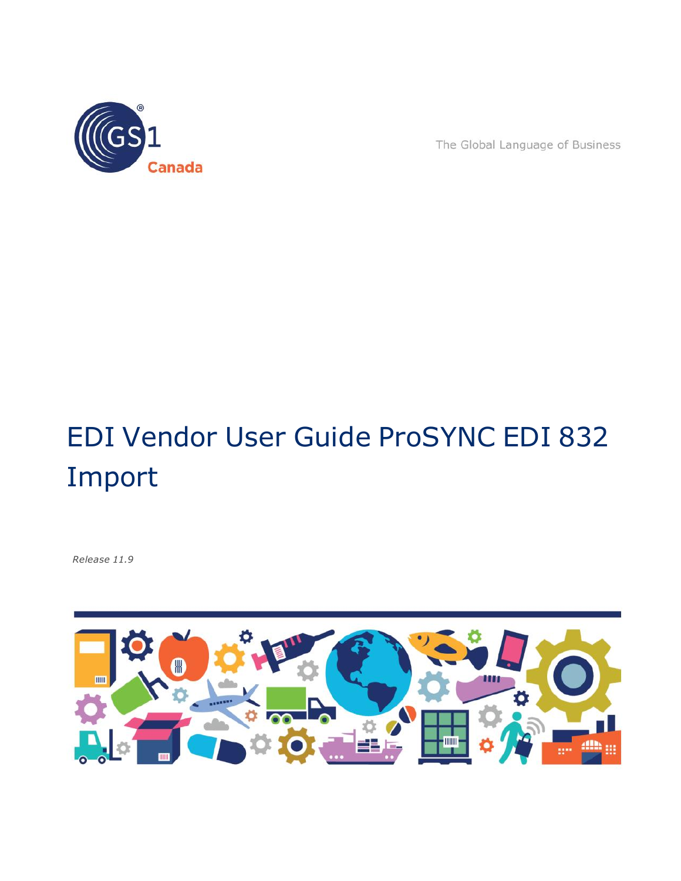GS1 Canada

The Global Language of Business

# EDI Vendor User Guide ProSYNC EDI 832 Import

*Release 11.9*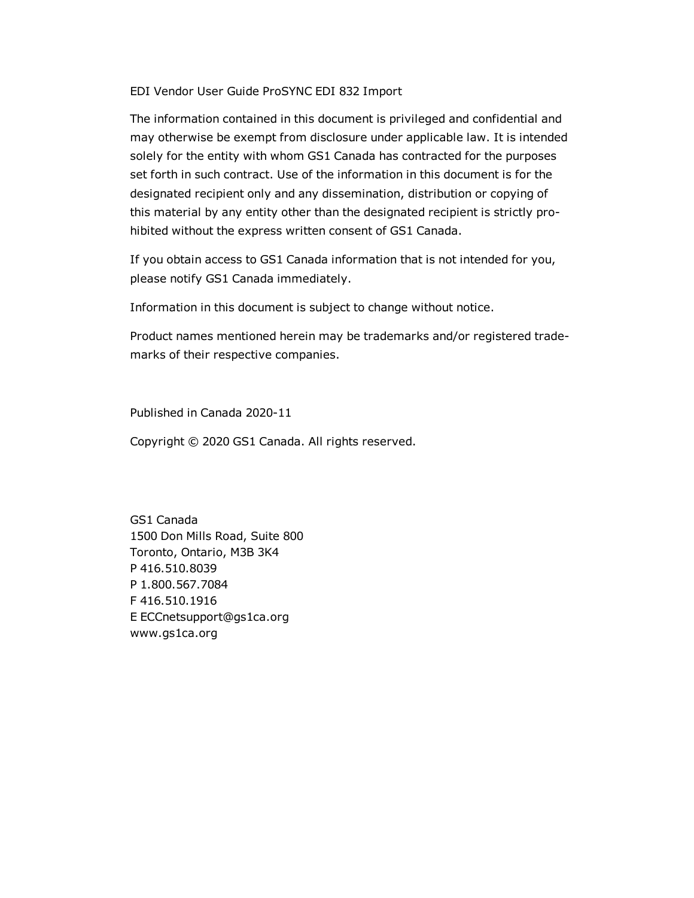EDI Vendor User Guide ProSYNC EDI 832 Import

The information contained in this document is privileged and confidential and may otherwise be exempt from disclosure under applicable law. It is intended solely for the entity with whom GS1 Canada has contracted for the purposes set forth in such contract. Use of the information in this document is for the designated recipient only and any dissemination, distribution or copying of this material by any entity other than the designated recipient is strictly prohibited without the express written consent of GS1 Canada.

If you obtain access to GS1 Canada information that is not intended for you, please notify GS1 Canada immediately.

Information in this document is subject to change without notice.

Product names mentioned herein may be trademarks and/or registered trademarks of their respective companies.

Published in Canada 2020-11

Copyright © 2020 GS1 Canada. All rights reserved.

GS1 Canada  
1500 Don Mills Road, Suite 800  
Toronto, Ontario, M3B 3K4  
P 416.510.8039  
P 1.800.567.7084  
F 416.510.1916  
E ECCnetsupport@gs1ca.org  
www.gs1ca.org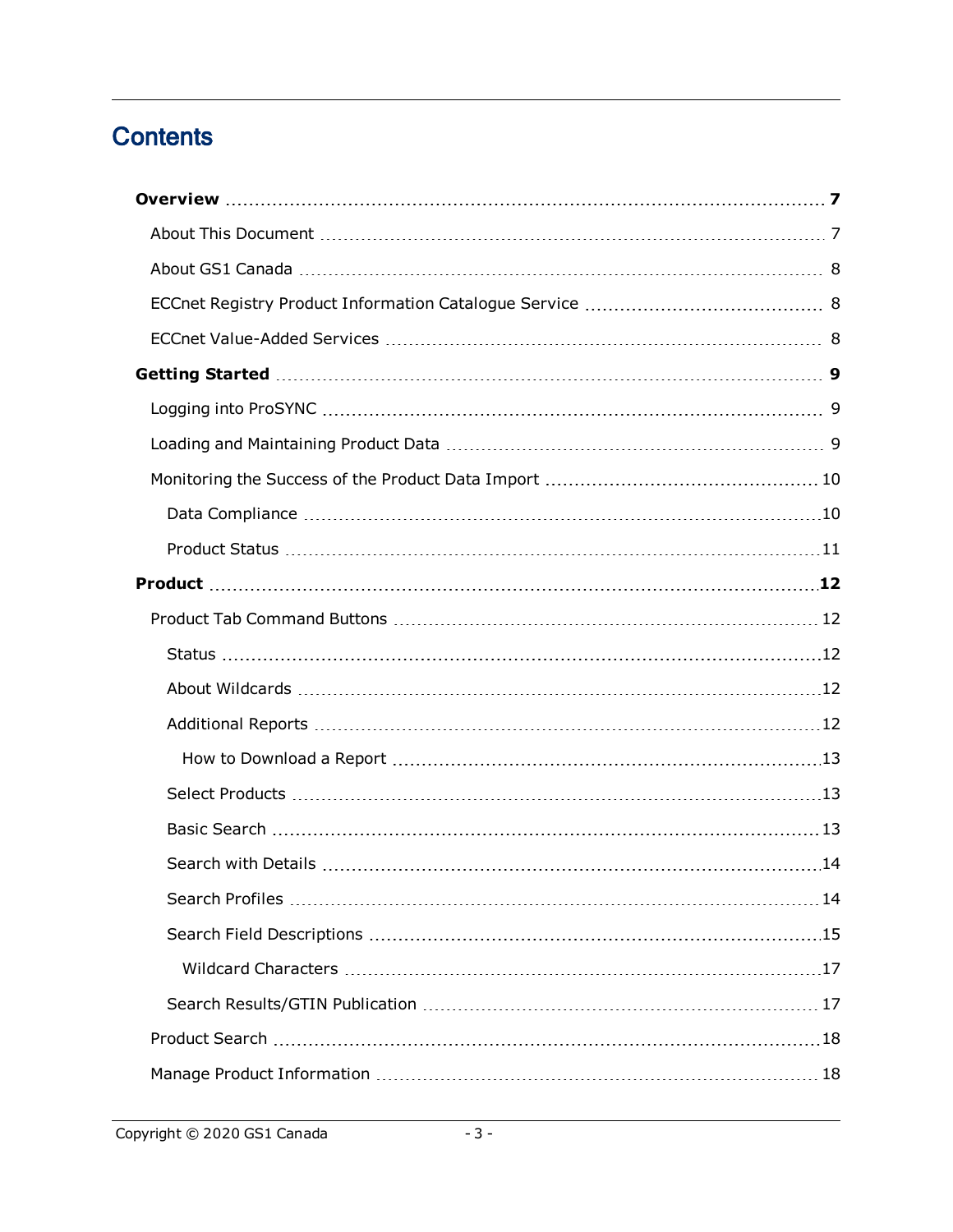# Contents

**Overview** 7

- About This Document 7
- About GS1 Canada 8
- ECCnet Registry Product Information Catalogue Service 8
- ECCnet Value-Added Services 8

**Getting Started** 9

- Logging into ProSYNC 9
- Loading and Maintaining Product Data 9
- Monitoring the Success of the Product Data Import 10
  - Data Compliance 10
  - Product Status 11

**Product** 12

- Product Tab Command Buttons 12
  - Status 12
  - About Wildcards 12
  - Additional Reports 12
    - How to Download a Report 13
  - Select Products 13
  - Basic Search 13
  - Search with Details 14
  - Search Profiles 14
  - Search Field Descriptions 15
    - Wildcard Characters 17
  - Search Results/GTIN Publication 17
- Product Search 18
- Manage Product Information 18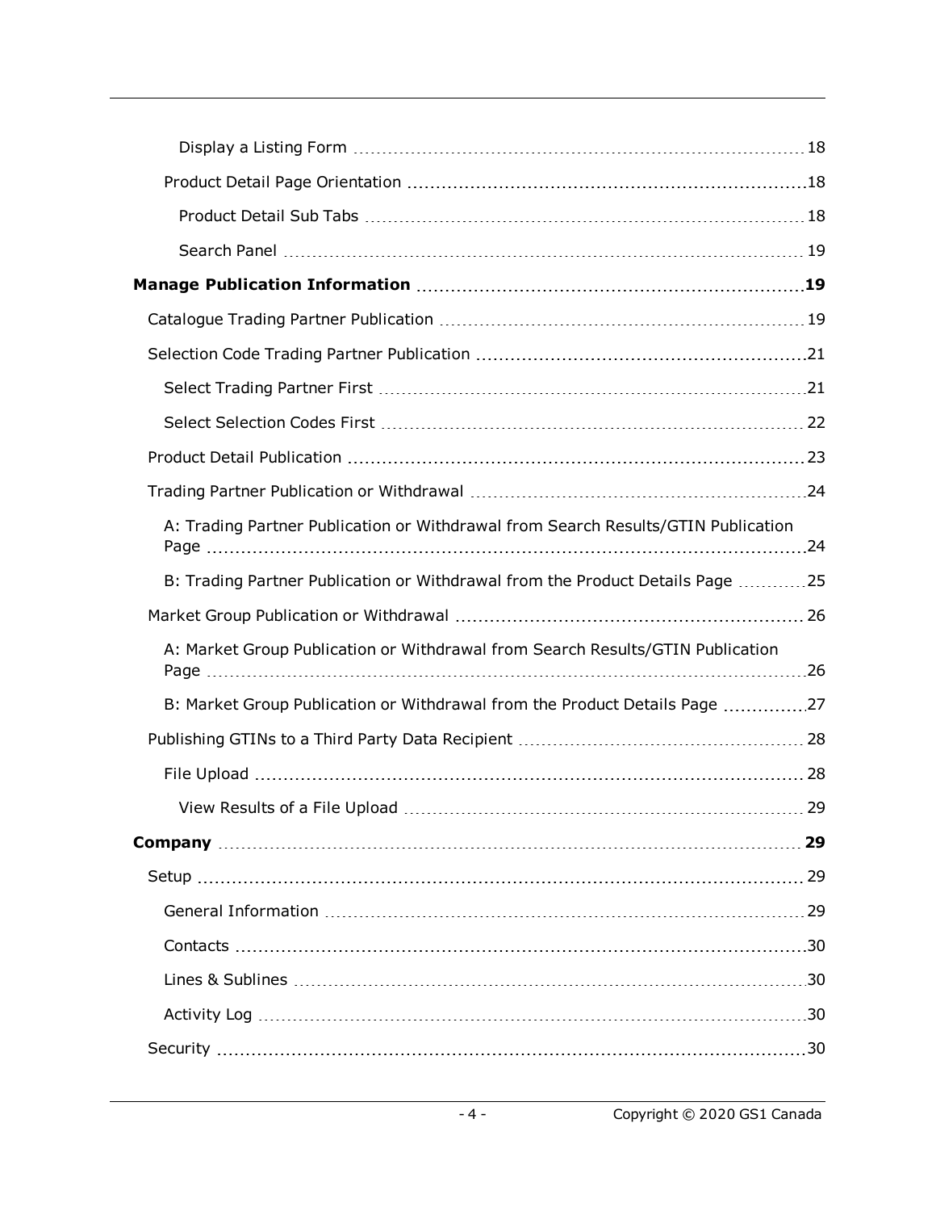- Display a Listing Form 18
- Product Detail Page Orientation 18
  - Product Detail Sub Tabs 18
  - Search Panel 19

**Manage Publication Information 19**

- Catalogue Trading Partner Publication 19
- Selection Code Trading Partner Publication 21
  - Select Trading Partner First 21
  - Select Selection Codes First 22
- Product Detail Publication 23
- Trading Partner Publication or Withdrawal 24
  - A: Trading Partner Publication or Withdrawal from Search Results/GTIN Publication Page 24
  - B: Trading Partner Publication or Withdrawal from the Product Details Page 25
- Market Group Publication or Withdrawal 26
  - A: Market Group Publication or Withdrawal from Search Results/GTIN Publication Page 26
  - B: Market Group Publication or Withdrawal from the Product Details Page 27
- Publishing GTINs to a Third Party Data Recipient 28
  - File Upload 28
    - View Results of a File Upload 29

**Company 29**

- Setup 29
  - General Information 29
  - Contacts 30
  - Lines & Sublines 30
  - Activity Log 30
- Security 30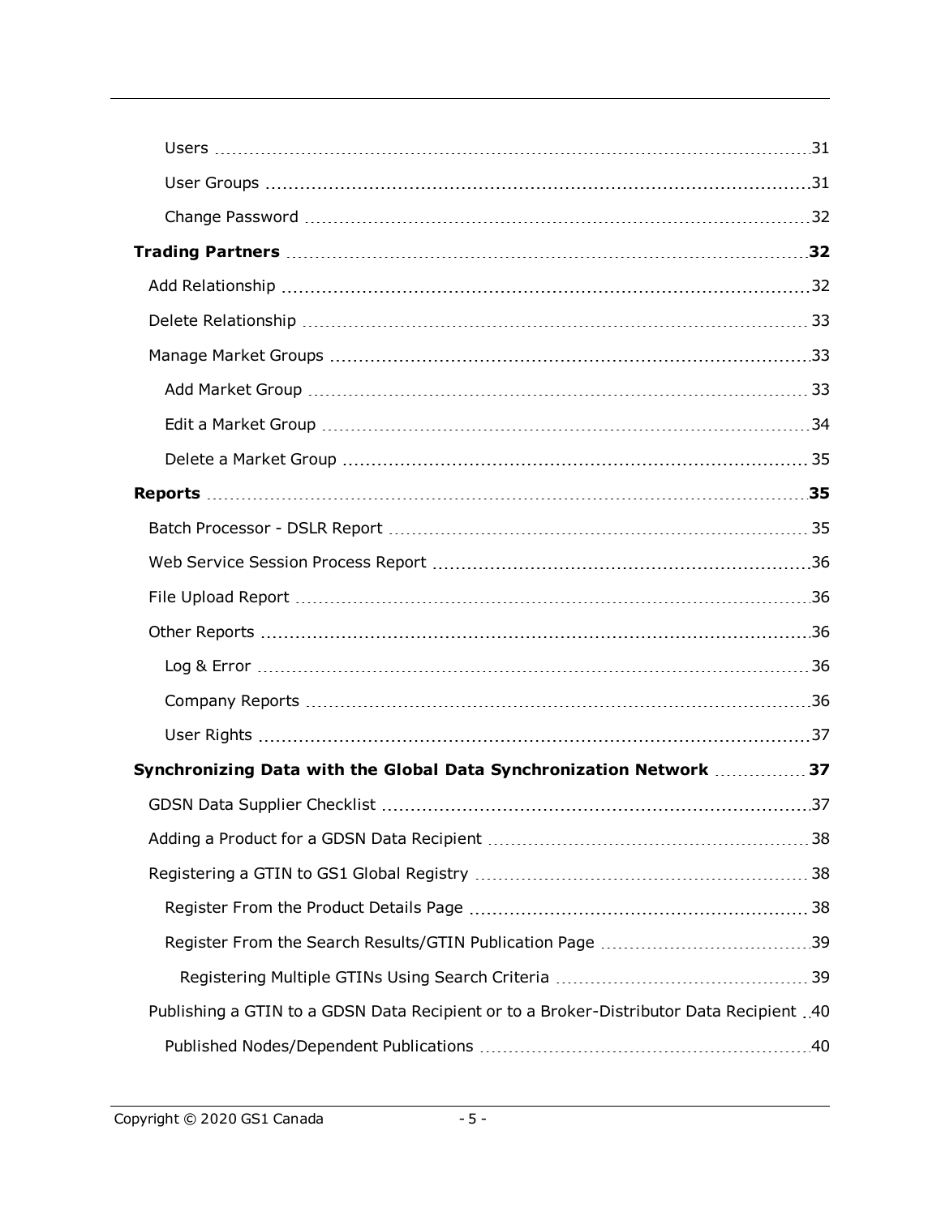- Users 31
- User Groups 31
- Change Password 32

**Trading Partners 32**

- Add Relationship 32
- Delete Relationship 33
- Manage Market Groups 33
  - Add Market Group 33
  - Edit a Market Group 34
  - Delete a Market Group 35

**Reports 35**

- Batch Processor - DSLR Report 35
- Web Service Session Process Report 36
- File Upload Report 36
- Other Reports 36
  - Log & Error 36
  - Company Reports 36
  - User Rights 37

**Synchronizing Data with the Global Data Synchronization Network 37**

- GDSN Data Supplier Checklist 37
- Adding a Product for a GDSN Data Recipient 38
- Registering a GTIN to GS1 Global Registry 38
  - Register From the Product Details Page 38
  - Register From the Search Results/GTIN Publication Page 39
    - Registering Multiple GTINs Using Search Criteria 39
- Publishing a GTIN to a GDSN Data Recipient or to a Broker-Distributor Data Recipient 40
  - Published Nodes/Dependent Publications 40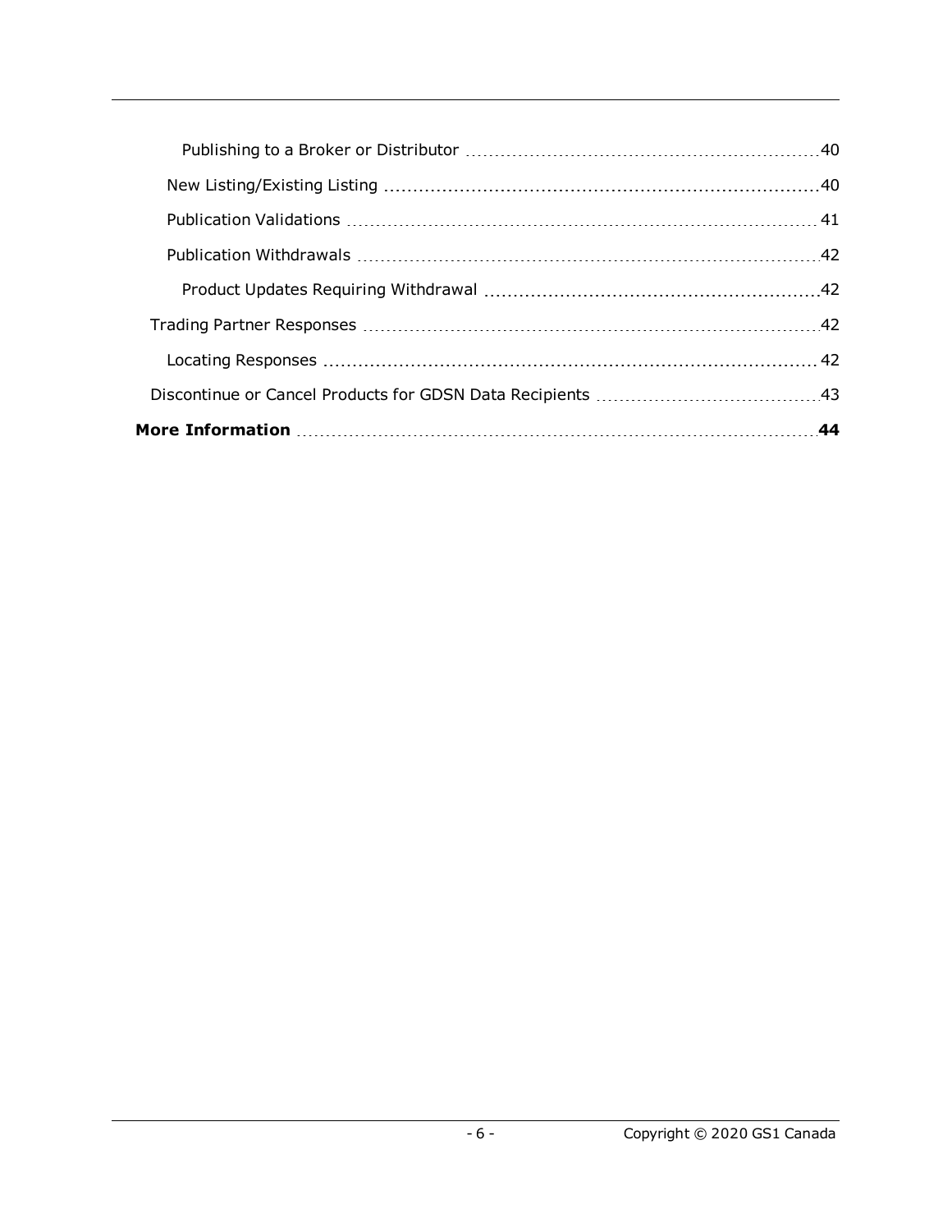- Publishing to a Broker or Distributor 40
- New Listing/Existing Listing 40
- Publication Validations 41
- Publication Withdrawals 42
  - Product Updates Requiring Withdrawal 42
- Trading Partner Responses 42
  - Locating Responses 42
- Discontinue or Cancel Products for GDSN Data Recipients 43

**More Information 44**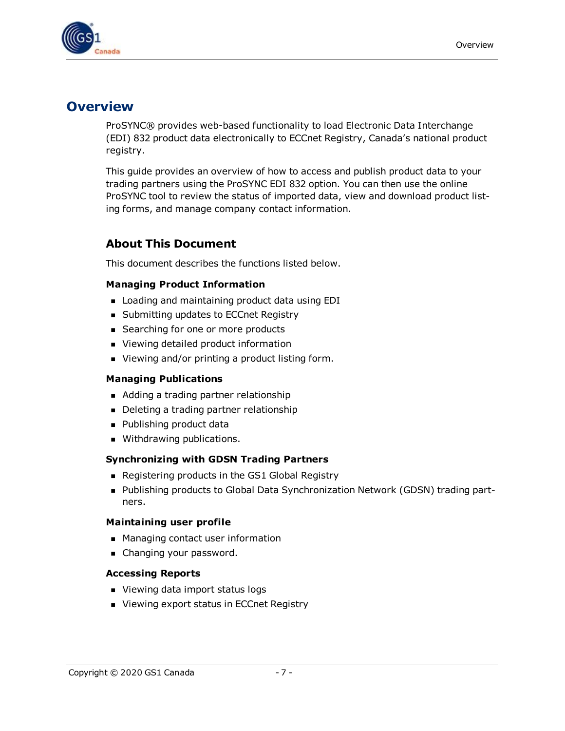# Overview

ProSYNC® provides web-based functionality to load Electronic Data Interchange (EDI) 832 product data electronically to ECCnet Registry, Canada's national product registry.

This guide provides an overview of how to access and publish product data to your trading partners using the ProSYNC EDI 832 option. You can then use the online ProSYNC tool to review the status of imported data, view and download product listing forms, and manage company contact information.

## About This Document

This document describes the functions listed below.

**Managing Product Information**

- Loading and maintaining product data using EDI
- Submitting updates to ECCnet Registry
- Searching for one or more products
- Viewing detailed product information
- Viewing and/or printing a product listing form.

**Managing Publications**

- Adding a trading partner relationship
- Deleting a trading partner relationship
- Publishing product data
- Withdrawing publications.

**Synchronizing with GDSN Trading Partners**

- Registering products in the GS1 Global Registry
- Publishing products to Global Data Synchronization Network (GDSN) trading partners.

**Maintaining user profile**

- Managing contact user information
- Changing your password.

**Accessing Reports**

- Viewing data import status logs
- Viewing export status in ECCnet Registry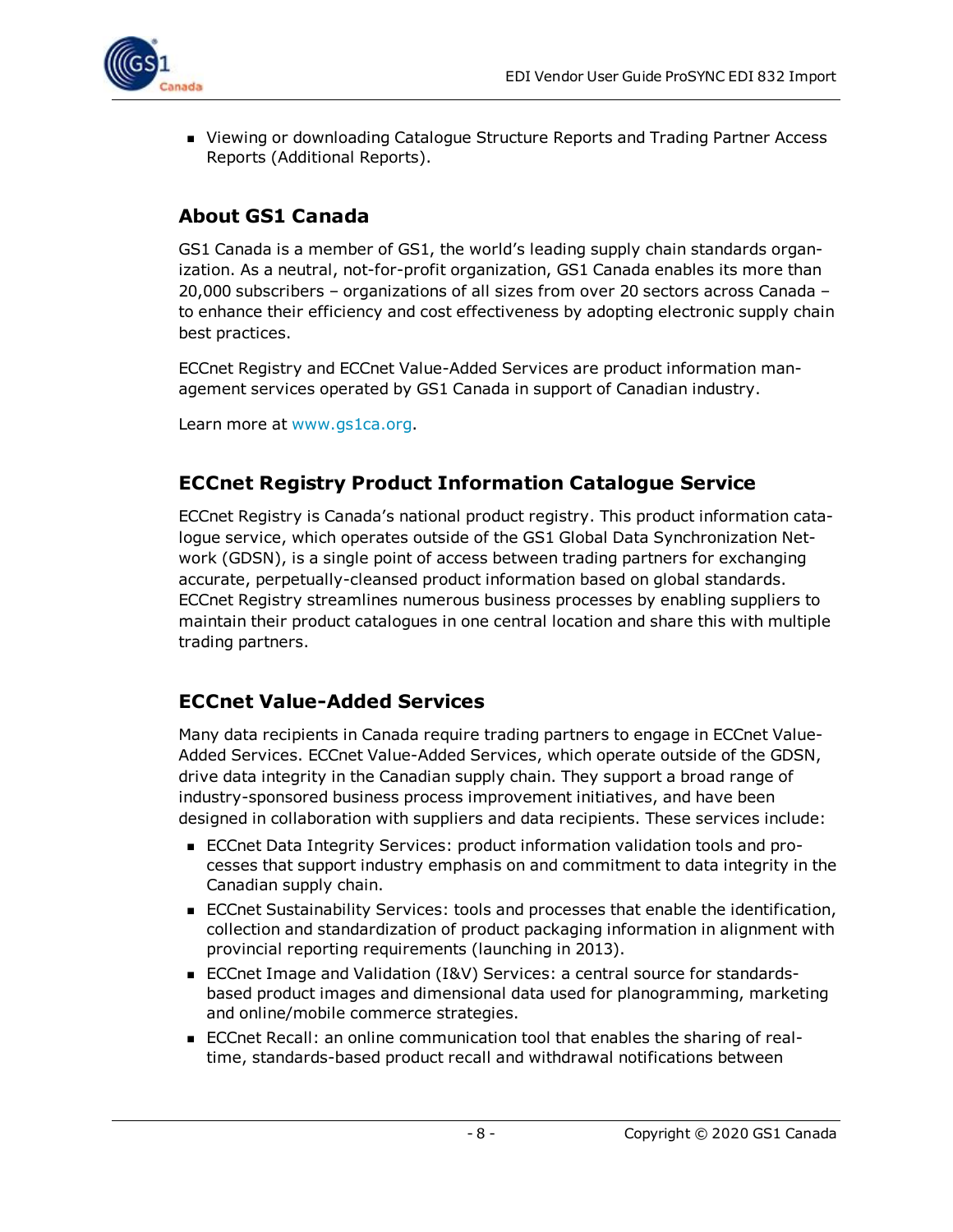- Viewing or downloading Catalogue Structure Reports and Trading Partner Access Reports (Additional Reports).

## About GS1 Canada

GS1 Canada is a member of GS1, the world's leading supply chain standards organization. As a neutral, not-for-profit organization, GS1 Canada enables its more than 20,000 subscribers – organizations of all sizes from over 20 sectors across Canada – to enhance their efficiency and cost effectiveness by adopting electronic supply chain best practices.

ECCnet Registry and ECCnet Value-Added Services are product information management services operated by GS1 Canada in support of Canadian industry.

Learn more at www.gs1ca.org.

## ECCnet Registry Product Information Catalogue Service

ECCnet Registry is Canada's national product registry. This product information catalogue service, which operates outside of the GS1 Global Data Synchronization Network (GDSN), is a single point of access between trading partners for exchanging accurate, perpetually-cleansed product information based on global standards. ECCnet Registry streamlines numerous business processes by enabling suppliers to maintain their product catalogues in one central location and share this with multiple trading partners.

## ECCnet Value-Added Services

Many data recipients in Canada require trading partners to engage in ECCnet Value-Added Services. ECCnet Value-Added Services, which operate outside of the GDSN, drive data integrity in the Canadian supply chain. They support a broad range of industry-sponsored business process improvement initiatives, and have been designed in collaboration with suppliers and data recipients. These services include:

- ECCnet Data Integrity Services: product information validation tools and processes that support industry emphasis on and commitment to data integrity in the Canadian supply chain.
- ECCnet Sustainability Services: tools and processes that enable the identification, collection and standardization of product packaging information in alignment with provincial reporting requirements (launching in 2013).
- ECCnet Image and Validation (I&V) Services: a central source for standards-based product images and dimensional data used for planogramming, marketing and online/mobile commerce strategies.
- ECCnet Recall: an online communication tool that enables the sharing of real-time, standards-based product recall and withdrawal notifications between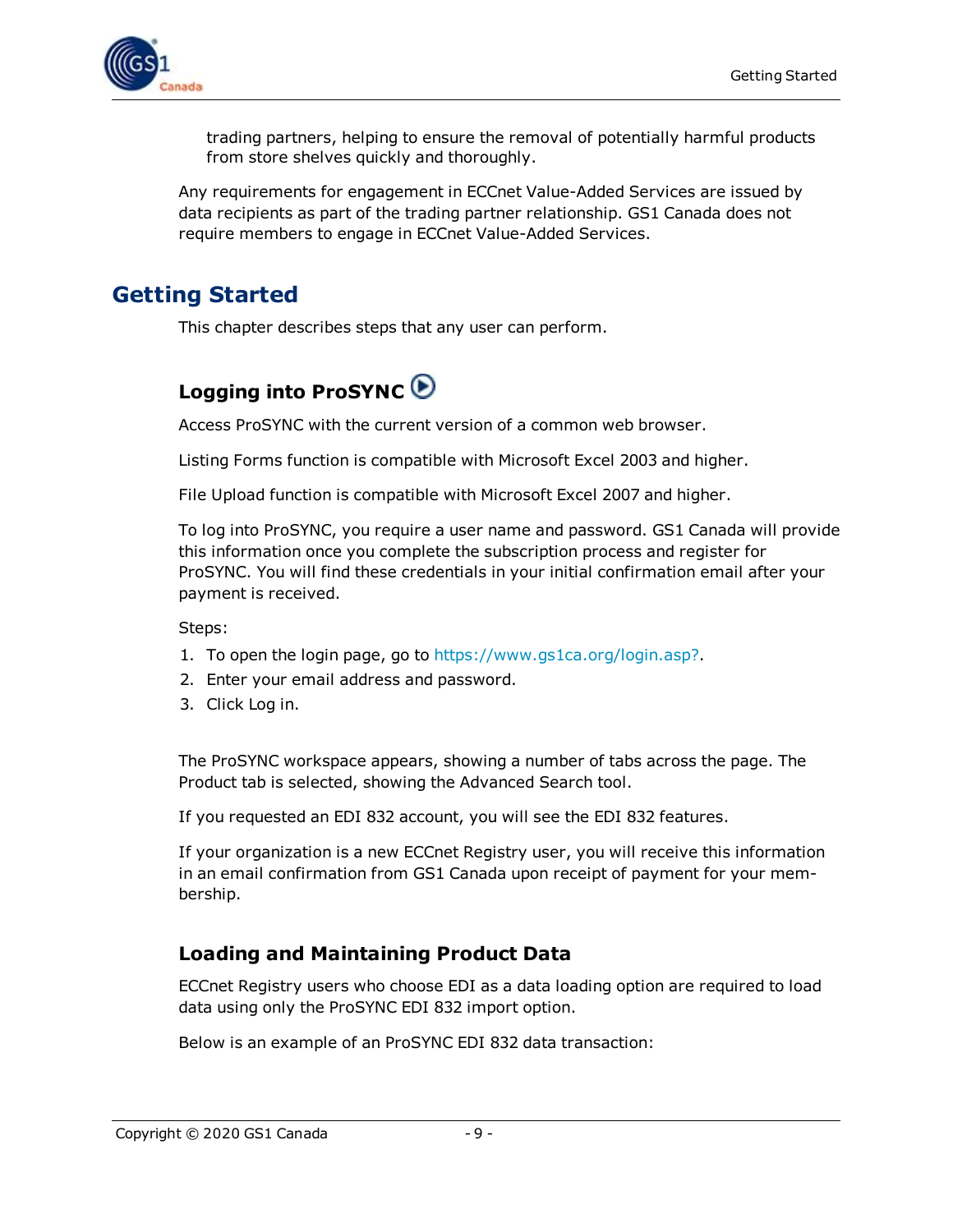trading partners, helping to ensure the removal of potentially harmful products from store shelves quickly and thoroughly.

Any requirements for engagement in ECCnet Value-Added Services are issued by data recipients as part of the trading partner relationship. GS1 Canada does not require members to engage in ECCnet Value-Added Services.

# Getting Started

This chapter describes steps that any user can perform.

## Logging into ProSYNC

Access ProSYNC with the current version of a common web browser.

Listing Forms function is compatible with Microsoft Excel 2003 and higher.

File Upload function is compatible with Microsoft Excel 2007 and higher.

To log into ProSYNC, you require a user name and password. GS1 Canada will provide this information once you complete the subscription process and register for ProSYNC. You will find these credentials in your initial confirmation email after your payment is received.

Steps:

1. To open the login page, go to https://www.gs1ca.org/login.asp?.
2. Enter your email address and password.
3. Click Log in.

The ProSYNC workspace appears, showing a number of tabs across the page. The Product tab is selected, showing the Advanced Search tool.

If you requested an EDI 832 account, you will see the EDI 832 features.

If your organization is a new ECCnet Registry user, you will receive this information in an email confirmation from GS1 Canada upon receipt of payment for your membership.

## Loading and Maintaining Product Data

ECCnet Registry users who choose EDI as a data loading option are required to load data using only the ProSYNC EDI 832 import option.

Below is an example of an ProSYNC EDI 832 data transaction: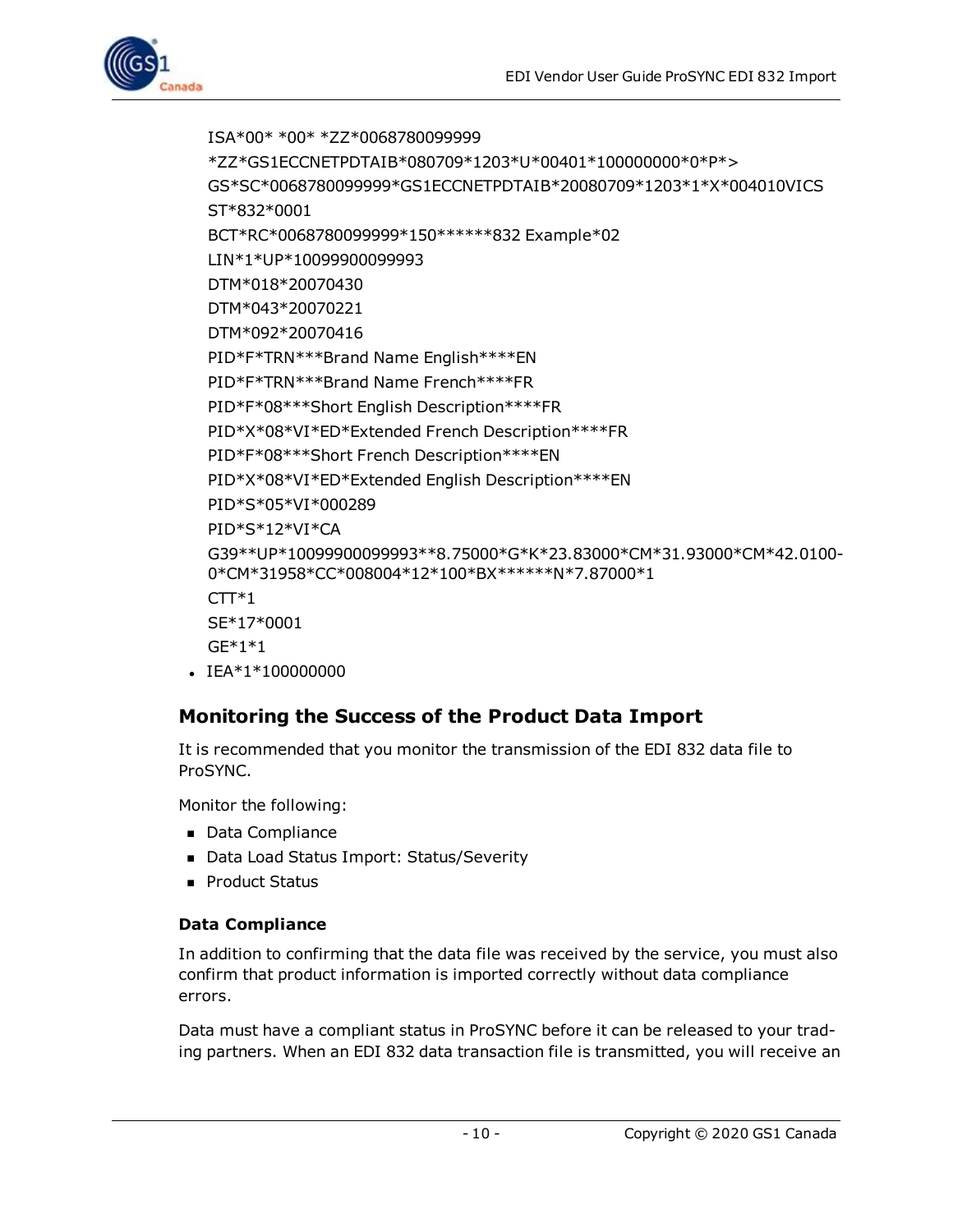```
ISA*00* *00* *ZZ*0068780099999
*ZZ*GS1ECCNETPDTAIB*080709*1203*U*00401*100000000*0*P*>
GS*SC*0068780099999*GS1ECCNETPDTAIB*20080709*1203*1*X*004010VICS
ST*832*0001
BCT*RC*0068780099999*150******832 Example*02
LIN*1*UP*10099900099993
DTM*018*20070430
DTM*043*20070221
DTM*092*20070416
PID*F*TRN***Brand Name English****EN
PID*F*TRN***Brand Name French****FR
PID*F*08***Short English Description****FR
PID*X*08*VI*ED*Extended French Description****FR
PID*F*08***Short French Description****EN
PID*X*08*VI*ED*Extended English Description****EN
PID*S*05*VI*000289
PID*S*12*VI*CA
G39**UP*10099900099993**8.75000*G*K*23.83000*CM*31.93000*CM*42.01000*CM*31958*CC*008004*12*100*BX******N*7.87000*1
CTT*1
SE*17*0001
GE*1*1
IEA*1*100000000
```

## Monitoring the Success of the Product Data Import

It is recommended that you monitor the transmission of the EDI 832 data file to ProSYNC.

Monitor the following:

- Data Compliance
- Data Load Status Import: Status/Severity
- Product Status

### Data Compliance

In addition to confirming that the data file was received by the service, you must also confirm that product information is imported correctly without data compliance errors.

Data must have a compliant status in ProSYNC before it can be released to your trading partners. When an EDI 832 data transaction file is transmitted, you will receive an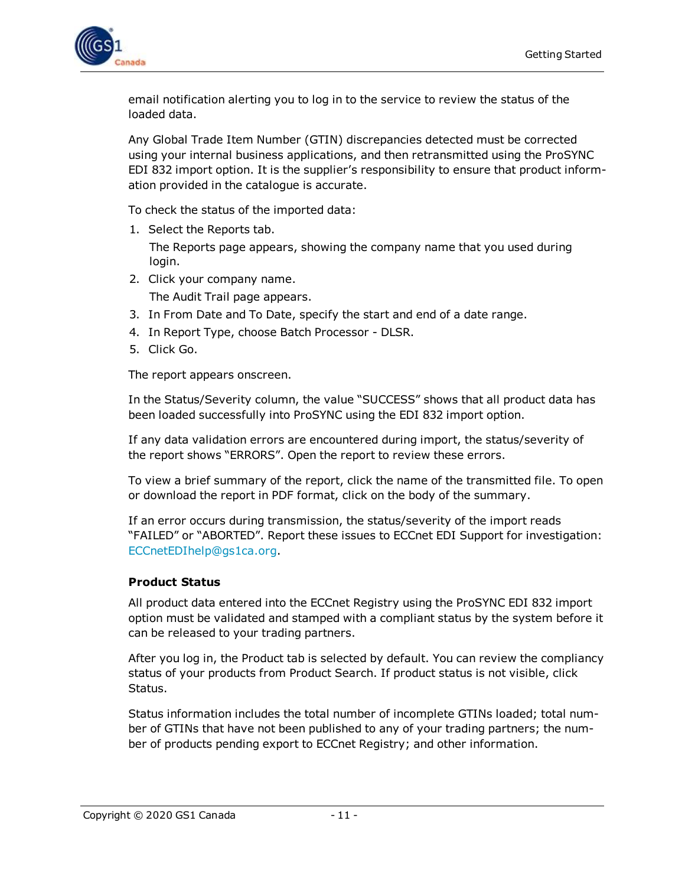email notification alerting you to log in to the service to review the status of the loaded data.

Any Global Trade Item Number (GTIN) discrepancies detected must be corrected using your internal business applications, and then retransmitted using the ProSYNC EDI 832 import option. It is the supplier's responsibility to ensure that product information provided in the catalogue is accurate.

To check the status of the imported data:

1. Select the Reports tab.

   The Reports page appears, showing the company name that you used during login.
2. Click your company name.

   The Audit Trail page appears.
3. In From Date and To Date, specify the start and end of a date range.
4. In Report Type, choose Batch Processor - DLSR.
5. Click Go.

The report appears onscreen.

In the Status/Severity column, the value "SUCCESS" shows that all product data has been loaded successfully into ProSYNC using the EDI 832 import option.

If any data validation errors are encountered during import, the status/severity of the report shows "ERRORS". Open the report to review these errors.

To view a brief summary of the report, click the name of the transmitted file. To open or download the report in PDF format, click on the body of the summary.

If an error occurs during transmission, the status/severity of the import reads "FAILED" or "ABORTED". Report these issues to ECCnet EDI Support for investigation: ECCnetEDIhelp@gs1ca.org.

**Product Status**

All product data entered into the ECCnet Registry using the ProSYNC EDI 832 import option must be validated and stamped with a compliant status by the system before it can be released to your trading partners.

After you log in, the Product tab is selected by default. You can review the compliancy status of your products from Product Search. If product status is not visible, click Status.

Status information includes the total number of incomplete GTINs loaded; total number of GTINs that have not been published to any of your trading partners; the number of products pending export to ECCnet Registry; and other information.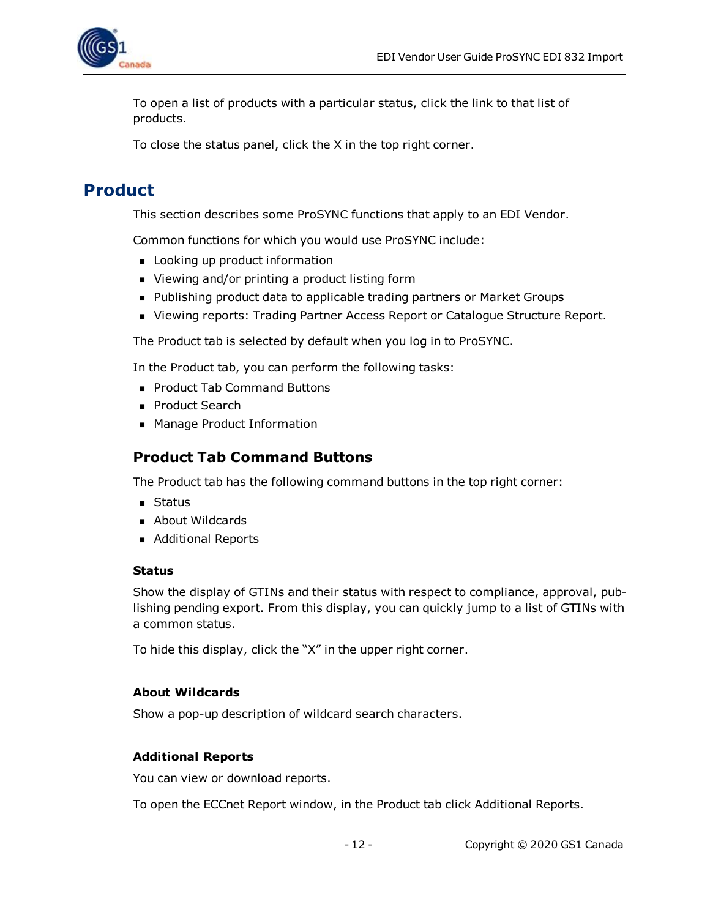To open a list of products with a particular status, click the link to that list of products.

To close the status panel, click the X in the top right corner.

# Product

This section describes some ProSYNC functions that apply to an EDI Vendor.

Common functions for which you would use ProSYNC include:

- Looking up product information
- Viewing and/or printing a product listing form
- Publishing product data to applicable trading partners or Market Groups
- Viewing reports: Trading Partner Access Report or Catalogue Structure Report.

The Product tab is selected by default when you log in to ProSYNC.

In the Product tab, you can perform the following tasks:

- Product Tab Command Buttons
- Product Search
- Manage Product Information

## Product Tab Command Buttons

The Product tab has the following command buttons in the top right corner:

- Status
- About Wildcards
- Additional Reports

### Status

Show the display of GTINs and their status with respect to compliance, approval, publishing pending export. From this display, you can quickly jump to a list of GTINs with a common status.

To hide this display, click the "X" in the upper right corner.

### About Wildcards

Show a pop-up description of wildcard search characters.

### Additional Reports

You can view or download reports.

To open the ECCnet Report window, in the Product tab click Additional Reports.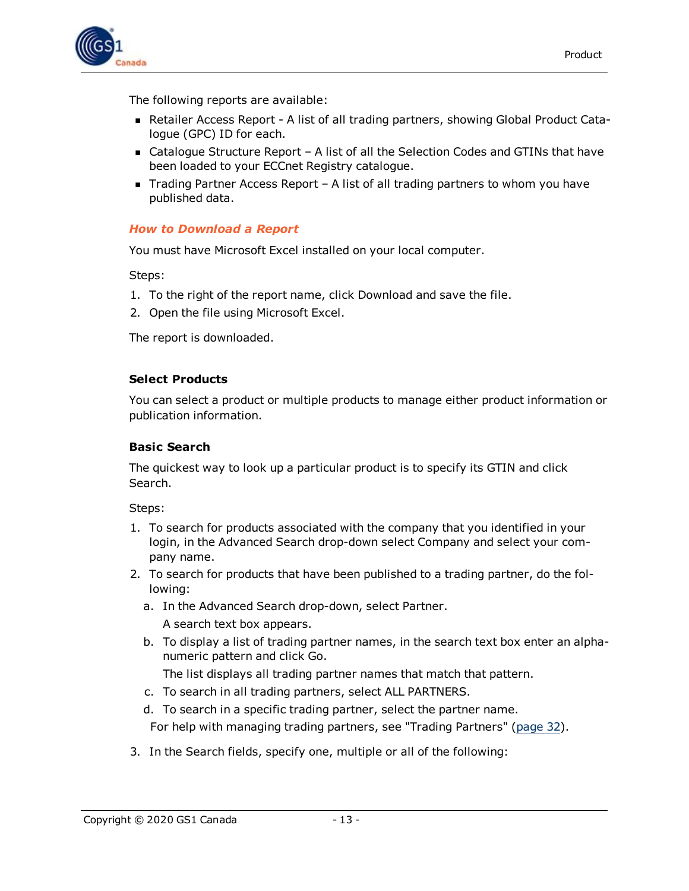The following reports are available:

- Retailer Access Report - A list of all trading partners, showing Global Product Catalogue (GPC) ID for each.
- Catalogue Structure Report – A list of all the Selection Codes and GTINs that have been loaded to your ECCnet Registry catalogue.
- Trading Partner Access Report – A list of all trading partners to whom you have published data.

### *How to Download a Report*

You must have Microsoft Excel installed on your local computer.

Steps:

1. To the right of the report name, click Download and save the file.
2. Open the file using Microsoft Excel.

The report is downloaded.

## Select Products

You can select a product or multiple products to manage either product information or publication information.

### Basic Search

The quickest way to look up a particular product is to specify its GTIN and click Search.

Steps:

1. To search for products associated with the company that you identified in your login, in the Advanced Search drop-down select Company and select your company name.
2. To search for products that have been published to a trading partner, do the following:
   a. In the Advanced Search drop-down, select Partner.

      A search text box appears.
   b. To display a list of trading partner names, in the search text box enter an alphanumeric pattern and click Go.

      The list displays all trading partner names that match that pattern.
   c. To search in all trading partners, select ALL PARTNERS.
   d. To search in a specific trading partner, select the partner name.

   For help with managing trading partners, see "Trading Partners" (page 32).
3. In the Search fields, specify one, multiple or all of the following: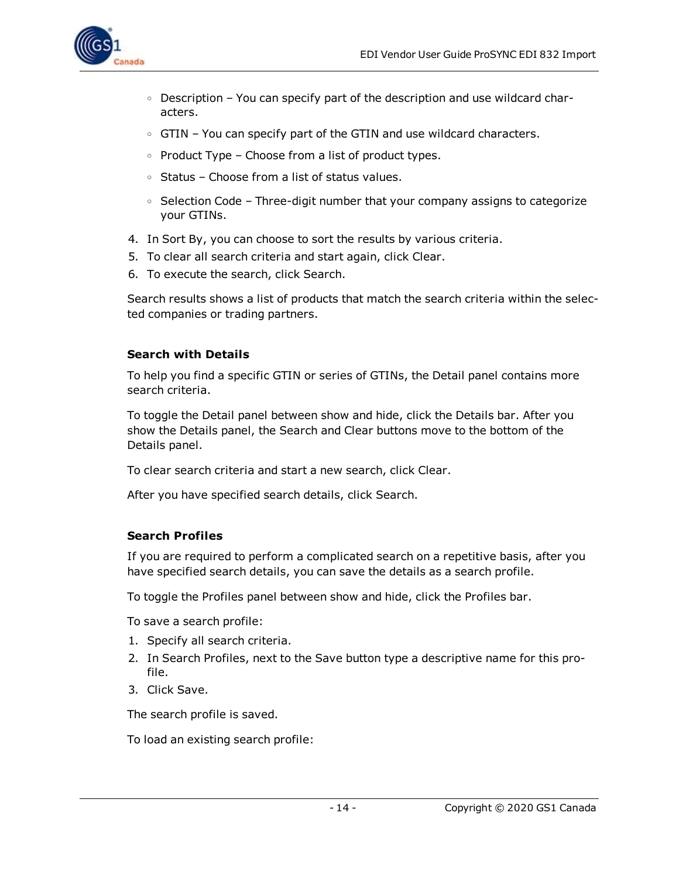- Description – You can specify part of the description and use wildcard characters.
- GTIN – You can specify part of the GTIN and use wildcard characters.
- Product Type – Choose from a list of product types.
- Status – Choose from a list of status values.
- Selection Code – Three-digit number that your company assigns to categorize your GTINs.

4. In Sort By, you can choose to sort the results by various criteria.
5. To clear all search criteria and start again, click Clear.
6. To execute the search, click Search.

Search results shows a list of products that match the search criteria within the selected companies or trading partners.

**Search with Details**

To help you find a specific GTIN or series of GTINs, the Detail panel contains more search criteria.

To toggle the Detail panel between show and hide, click the Details bar. After you show the Details panel, the Search and Clear buttons move to the bottom of the Details panel.

To clear search criteria and start a new search, click Clear.

After you have specified search details, click Search.

**Search Profiles**

If you are required to perform a complicated search on a repetitive basis, after you have specified search details, you can save the details as a search profile.

To toggle the Profiles panel between show and hide, click the Profiles bar.

To save a search profile:

1. Specify all search criteria.
2. In Search Profiles, next to the Save button type a descriptive name for this profile.
3. Click Save.

The search profile is saved.

To load an existing search profile: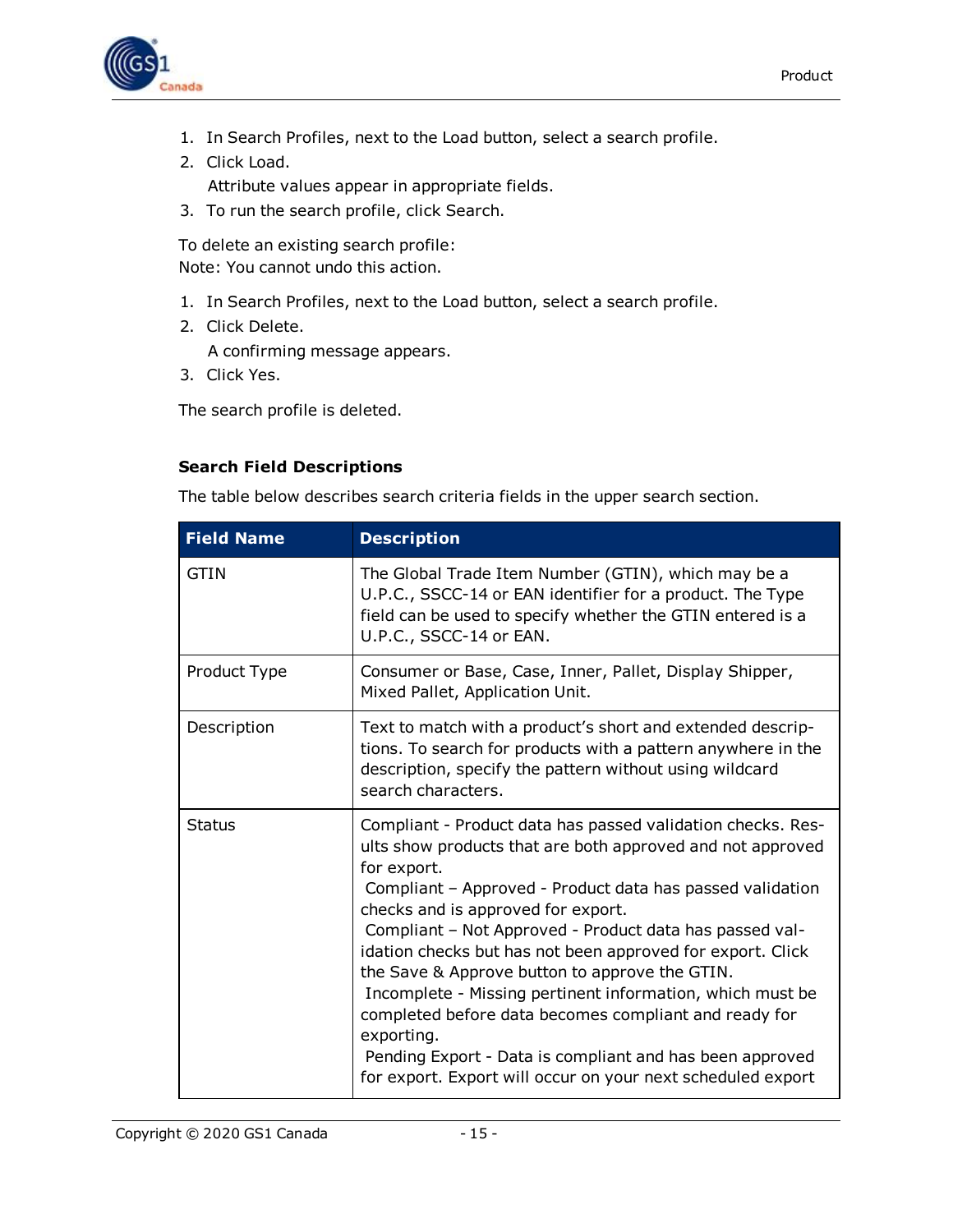1. In Search Profiles, next to the Load button, select a search profile.
2. Click Load.
   Attribute values appear in appropriate fields.
3. To run the search profile, click Search.

To delete an existing search profile:
Note: You cannot undo this action.

1. In Search Profiles, next to the Load button, select a search profile.
2. Click Delete.
   A confirming message appears.
3. Click Yes.

The search profile is deleted.

### Search Field Descriptions

The table below describes search criteria fields in the upper search section.

| Field Name | Description |
|---|---|
| GTIN | The Global Trade Item Number (GTIN), which may be a U.P.C., SSCC-14 or EAN identifier for a product. The Type field can be used to specify whether the GTIN entered is a U.P.C., SSCC-14 or EAN. |
| Product Type | Consumer or Base, Case, Inner, Pallet, Display Shipper, Mixed Pallet, Application Unit. |
| Description | Text to match with a product's short and extended descriptions. To search for products with a pattern anywhere in the description, specify the pattern without using wildcard search characters. |
| Status | Compliant - Product data has passed validation checks. Results show products that are both approved and not approved for export.<br>Compliant – Approved - Product data has passed validation checks and is approved for export.<br>Compliant – Not Approved - Product data has passed validation checks but has not been approved for export. Click the Save & Approve button to approve the GTIN.<br>Incomplete - Missing pertinent information, which must be completed before data becomes compliant and ready for exporting.<br>Pending Export - Data is compliant and has been approved for export. Export will occur on your next scheduled export |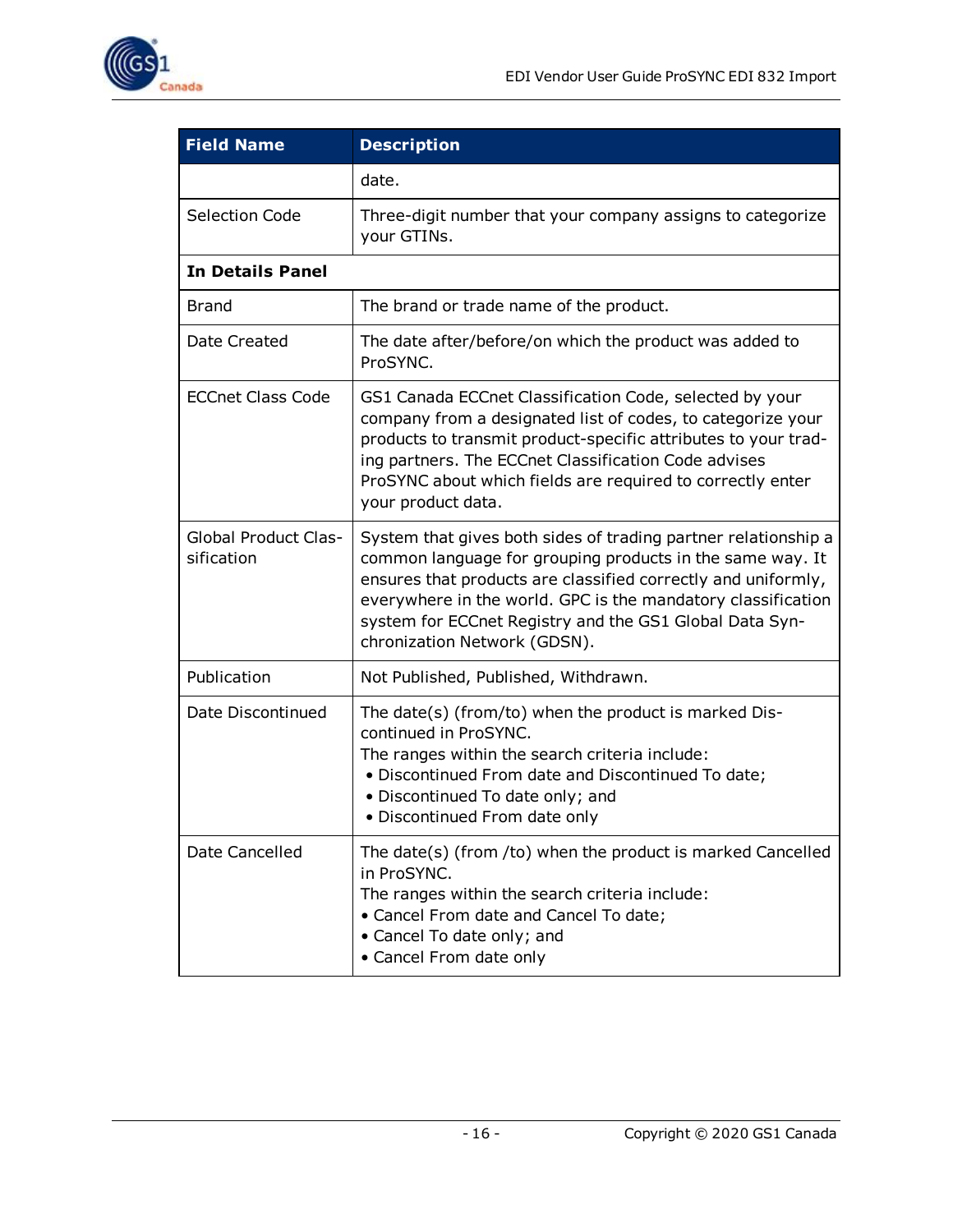| Field Name | Description |
|---|---|
| | date. |
| Selection Code | Three-digit number that your company assigns to categorize your GTINs. |
| **In Details Panel** | |
| Brand | The brand or trade name of the product. |
| Date Created | The date after/before/on which the product was added to ProSYNC. |
| ECCnet Class Code | GS1 Canada ECCnet Classification Code, selected by your company from a designated list of codes, to categorize your products to transmit product-specific attributes to your trading partners. The ECCnet Classification Code advises ProSYNC about which fields are required to correctly enter your product data. |
| Global Product Classification | System that gives both sides of trading partner relationship a common language for grouping products in the same way. It ensures that products are classified correctly and uniformly, everywhere in the world. GPC is the mandatory classification system for ECCnet Registry and the GS1 Global Data Synchronization Network (GDSN). |
| Publication | Not Published, Published, Withdrawn. |
| Date Discontinued | The date(s) (from/to) when the product is marked Discontinued in ProSYNC.<br>The ranges within the search criteria include:<br>• Discontinued From date and Discontinued To date;<br>• Discontinued To date only; and<br>• Discontinued From date only |
| Date Cancelled | The date(s) (from /to) when the product is marked Cancelled in ProSYNC.<br>The ranges within the search criteria include:<br>• Cancel From date and Cancel To date;<br>• Cancel To date only; and<br>• Cancel From date only |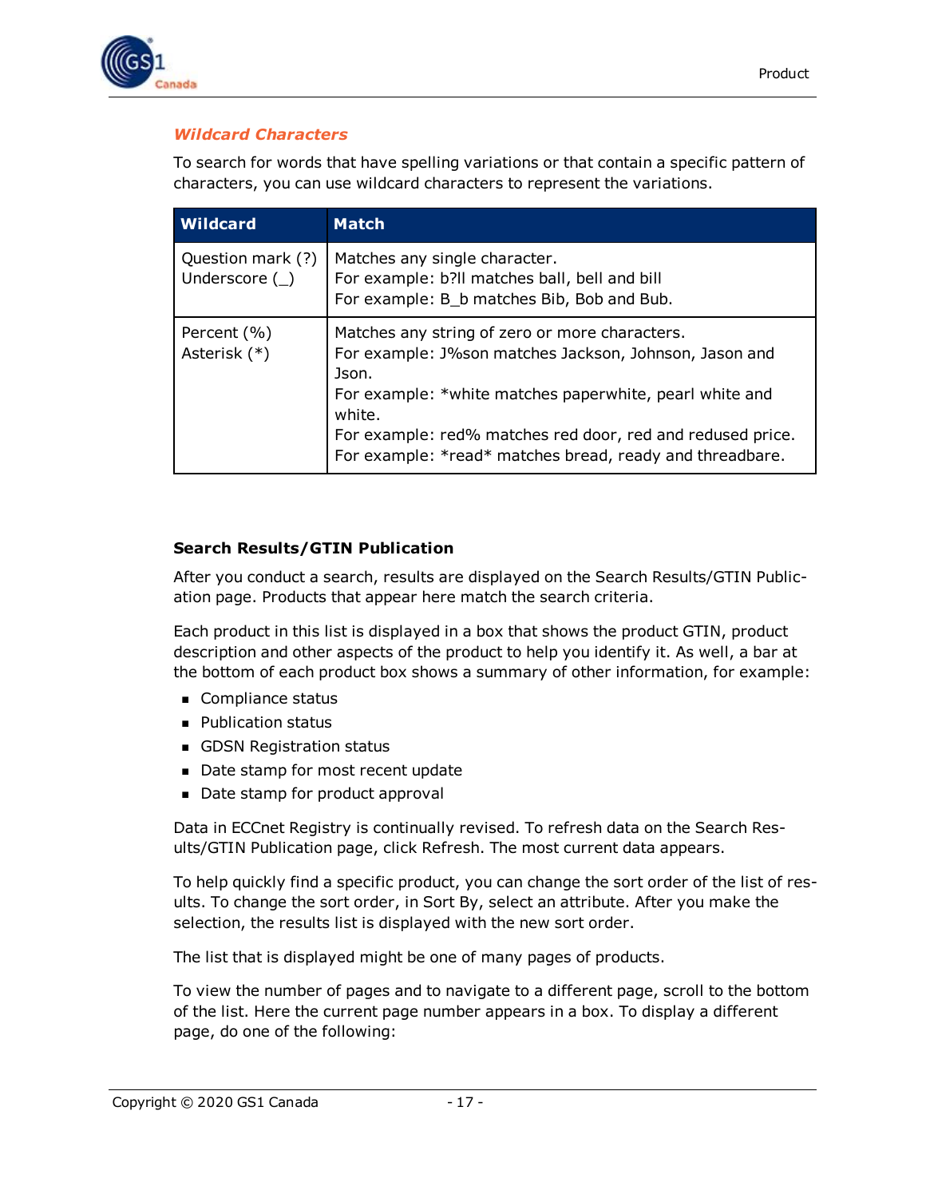### *Wildcard Characters*

To search for words that have spelling variations or that contain a specific pattern of characters, you can use wildcard characters to represent the variations.

| Wildcard | Match |
|---|---|
| Question mark (?)<br>Underscore (_) | Matches any single character.<br>For example: b?ll matches ball, bell and bill<br>For example: B_b matches Bib, Bob and Bub. |
| Percent (%)<br>Asterisk (*) | Matches any string of zero or more characters.<br>For example: J%son matches Jackson, Johnson, Jason and Json.<br>For example: *white matches paperwhite, pearl white and white.<br>For example: red% matches red door, red and redused price.<br>For example: *read* matches bread, ready and threadbare. |

#### Search Results/GTIN Publication

After you conduct a search, results are displayed on the Search Results/GTIN Publication page. Products that appear here match the search criteria.

Each product in this list is displayed in a box that shows the product GTIN, product description and other aspects of the product to help you identify it. As well, a bar at the bottom of each product box shows a summary of other information, for example:

- Compliance status
- Publication status
- GDSN Registration status
- Date stamp for most recent update
- Date stamp for product approval

Data in ECCnet Registry is continually revised. To refresh data on the Search Results/GTIN Publication page, click Refresh. The most current data appears.

To help quickly find a specific product, you can change the sort order of the list of results. To change the sort order, in Sort By, select an attribute. After you make the selection, the results list is displayed with the new sort order.

The list that is displayed might be one of many pages of products.

To view the number of pages and to navigate to a different page, scroll to the bottom of the list. Here the current page number appears in a box. To display a different page, do one of the following: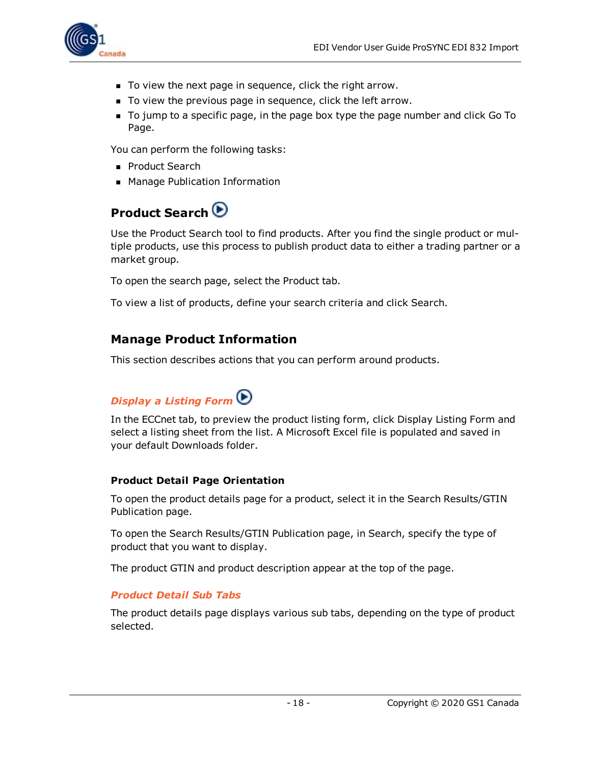- To view the next page in sequence, click the right arrow.
- To view the previous page in sequence, click the left arrow.
- To jump to a specific page, in the page box type the page number and click Go To Page.

You can perform the following tasks:

- Product Search
- Manage Publication Information

## Product Search

Use the Product Search tool to find products. After you find the single product or multiple products, use this process to publish product data to either a trading partner or a market group.

To open the search page, select the Product tab.

To view a list of products, define your search criteria and click Search.

## Manage Product Information

This section describes actions that you can perform around products.

### *Display a Listing Form*

In the ECCnet tab, to preview the product listing form, click Display Listing Form and select a listing sheet from the list. A Microsoft Excel file is populated and saved in your default Downloads folder.

#### Product Detail Page Orientation

To open the product details page for a product, select it in the Search Results/GTIN Publication page.

To open the Search Results/GTIN Publication page, in Search, specify the type of product that you want to display.

The product GTIN and product description appear at the top of the page.

### *Product Detail Sub Tabs*

The product details page displays various sub tabs, depending on the type of product selected.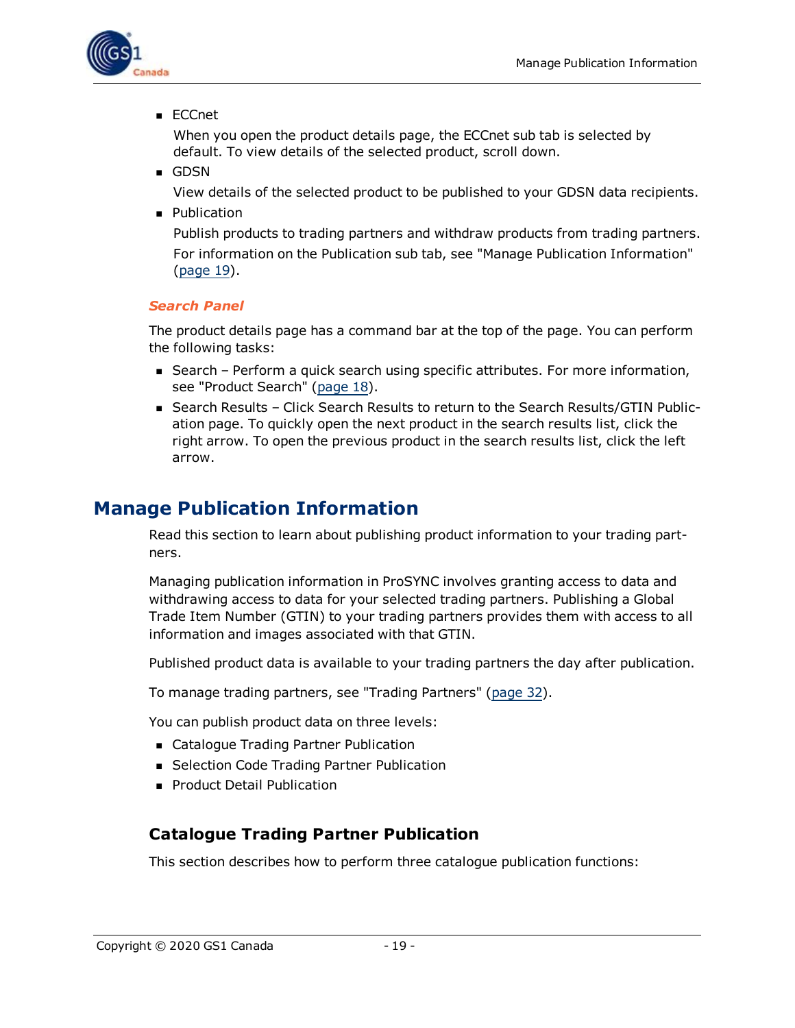- ECCnet

  When you open the product details page, the ECCnet sub tab is selected by default. To view details of the selected product, scroll down.

- GDSN

  View details of the selected product to be published to your GDSN data recipients.

- Publication

  Publish products to trading partners and withdraw products from trading partners.

  For information on the Publication sub tab, see "Manage Publication Information" (page 19).

#### *Search Panel*

The product details page has a command bar at the top of the page. You can perform the following tasks:

- Search – Perform a quick search using specific attributes. For more information, see "Product Search" (page 18).
- Search Results – Click Search Results to return to the Search Results/GTIN Publication page. To quickly open the next product in the search results list, click the right arrow. To open the previous product in the search results list, click the left arrow.

## Manage Publication Information

Read this section to learn about publishing product information to your trading partners.

Managing publication information in ProSYNC involves granting access to data and withdrawing access to data for your selected trading partners. Publishing a Global Trade Item Number (GTIN) to your trading partners provides them with access to all information and images associated with that GTIN.

Published product data is available to your trading partners the day after publication.

To manage trading partners, see "Trading Partners" (page 32).

You can publish product data on three levels:

- Catalogue Trading Partner Publication
- Selection Code Trading Partner Publication
- Product Detail Publication

### Catalogue Trading Partner Publication

This section describes how to perform three catalogue publication functions: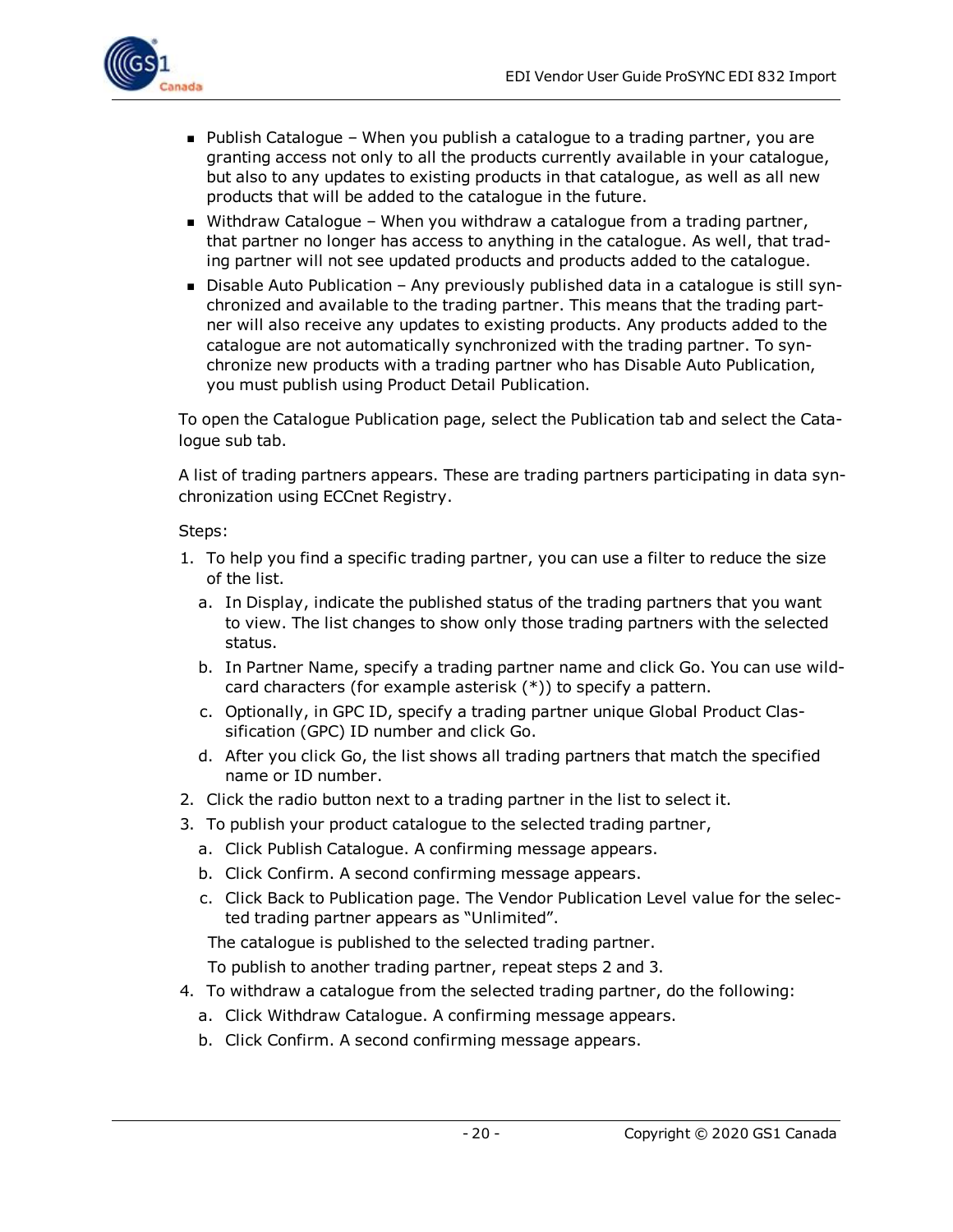- Publish Catalogue – When you publish a catalogue to a trading partner, you are granting access not only to all the products currently available in your catalogue, but also to any updates to existing products in that catalogue, as well as all new products that will be added to the catalogue in the future.
- Withdraw Catalogue – When you withdraw a catalogue from a trading partner, that partner no longer has access to anything in the catalogue. As well, that trading partner will not see updated products and products added to the catalogue.
- Disable Auto Publication – Any previously published data in a catalogue is still synchronized and available to the trading partner. This means that the trading partner will also receive any updates to existing products. Any products added to the catalogue are not automatically synchronized with the trading partner. To synchronize new products with a trading partner who has Disable Auto Publication, you must publish using Product Detail Publication.

To open the Catalogue Publication page, select the Publication tab and select the Catalogue sub tab.

A list of trading partners appears. These are trading partners participating in data synchronization using ECCnet Registry.

Steps:

1. To help you find a specific trading partner, you can use a filter to reduce the size of the list.
   a. In Display, indicate the published status of the trading partners that you want to view. The list changes to show only those trading partners with the selected status.
   b. In Partner Name, specify a trading partner name and click Go. You can use wildcard characters (for example asterisk (*)) to specify a pattern.
   c. Optionally, in GPC ID, specify a trading partner unique Global Product Classification (GPC) ID number and click Go.
   d. After you click Go, the list shows all trading partners that match the specified name or ID number.
2. Click the radio button next to a trading partner in the list to select it.
3. To publish your product catalogue to the selected trading partner,
   a. Click Publish Catalogue. A confirming message appears.
   b. Click Confirm. A second confirming message appears.
   c. Click Back to Publication page. The Vendor Publication Level value for the selected trading partner appears as "Unlimited".

   The catalogue is published to the selected trading partner.

   To publish to another trading partner, repeat steps 2 and 3.
4. To withdraw a catalogue from the selected trading partner, do the following:
   a. Click Withdraw Catalogue. A confirming message appears.
   b. Click Confirm. A second confirming message appears.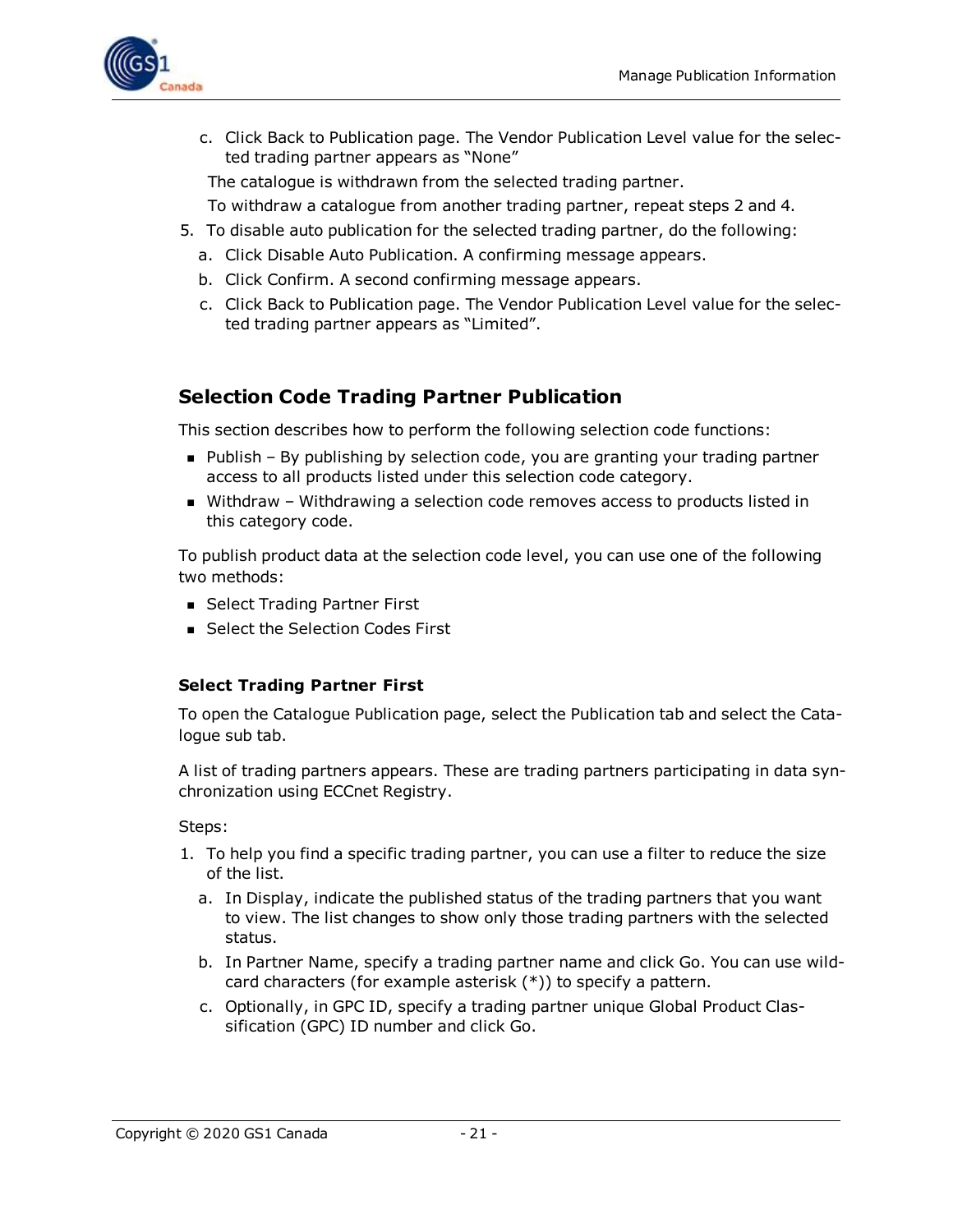c. Click Back to Publication page. The Vendor Publication Level value for the selected trading partner appears as "None"

   The catalogue is withdrawn from the selected trading partner.

   To withdraw a catalogue from another trading partner, repeat steps 2 and 4.

5. To disable auto publication for the selected trading partner, do the following:
   a. Click Disable Auto Publication. A confirming message appears.
   b. Click Confirm. A second confirming message appears.
   c. Click Back to Publication page. The Vendor Publication Level value for the selected trading partner appears as "Limited".

## Selection Code Trading Partner Publication

This section describes how to perform the following selection code functions:

- Publish – By publishing by selection code, you are granting your trading partner access to all products listed under this selection code category.
- Withdraw – Withdrawing a selection code removes access to products listed in this category code.

To publish product data at the selection code level, you can use one of the following two methods:

- Select Trading Partner First
- Select the Selection Codes First

### Select Trading Partner First

To open the Catalogue Publication page, select the Publication tab and select the Catalogue sub tab.

A list of trading partners appears. These are trading partners participating in data synchronization using ECCnet Registry.

Steps:

1. To help you find a specific trading partner, you can use a filter to reduce the size of the list.
   a. In Display, indicate the published status of the trading partners that you want to view. The list changes to show only those trading partners with the selected status.
   b. In Partner Name, specify a trading partner name and click Go. You can use wildcard characters (for example asterisk (*)) to specify a pattern.
   c. Optionally, in GPC ID, specify a trading partner unique Global Product Classification (GPC) ID number and click Go.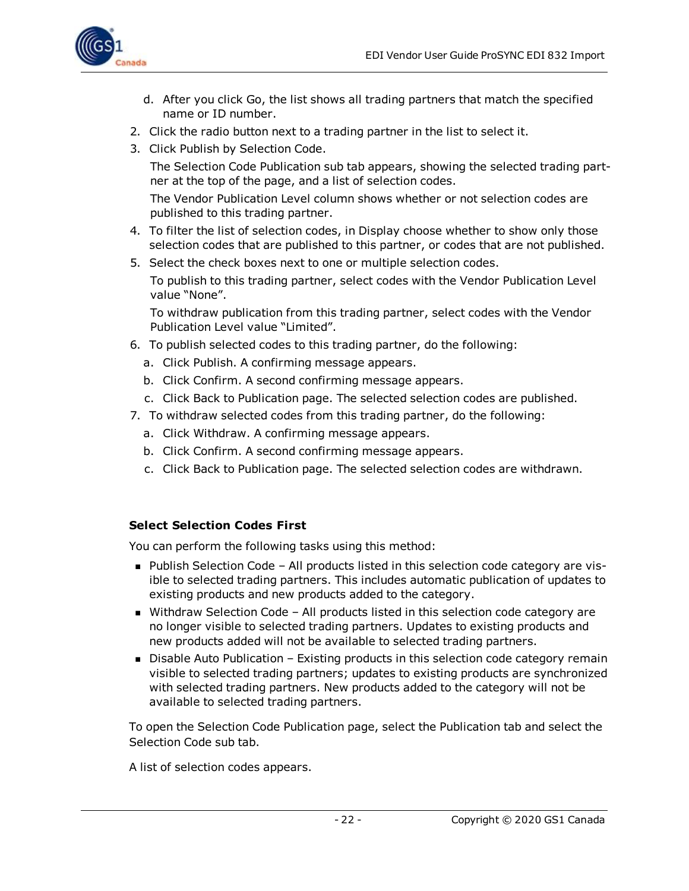d. After you click Go, the list shows all trading partners that match the specified name or ID number.

2. Click the radio button next to a trading partner in the list to select it.
3. Click Publish by Selection Code.

   The Selection Code Publication sub tab appears, showing the selected trading partner at the top of the page, and a list of selection codes.

   The Vendor Publication Level column shows whether or not selection codes are published to this trading partner.

4. To filter the list of selection codes, in Display choose whether to show only those selection codes that are published to this partner, or codes that are not published.
5. Select the check boxes next to one or multiple selection codes.

   To publish to this trading partner, select codes with the Vendor Publication Level value "None".

   To withdraw publication from this trading partner, select codes with the Vendor Publication Level value "Limited".

6. To publish selected codes to this trading partner, do the following:
   a. Click Publish. A confirming message appears.
   b. Click Confirm. A second confirming message appears.
   c. Click Back to Publication page. The selected selection codes are published.
7. To withdraw selected codes from this trading partner, do the following:
   a. Click Withdraw. A confirming message appears.
   b. Click Confirm. A second confirming message appears.
   c. Click Back to Publication page. The selected selection codes are withdrawn.

**Select Selection Codes First**

You can perform the following tasks using this method:

- Publish Selection Code – All products listed in this selection code category are visible to selected trading partners. This includes automatic publication of updates to existing products and new products added to the category.
- Withdraw Selection Code – All products listed in this selection code category are no longer visible to selected trading partners. Updates to existing products and new products added will not be available to selected trading partners.
- Disable Auto Publication – Existing products in this selection code category remain visible to selected trading partners; updates to existing products are synchronized with selected trading partners. New products added to the category will not be available to selected trading partners.

To open the Selection Code Publication page, select the Publication tab and select the Selection Code sub tab.

A list of selection codes appears.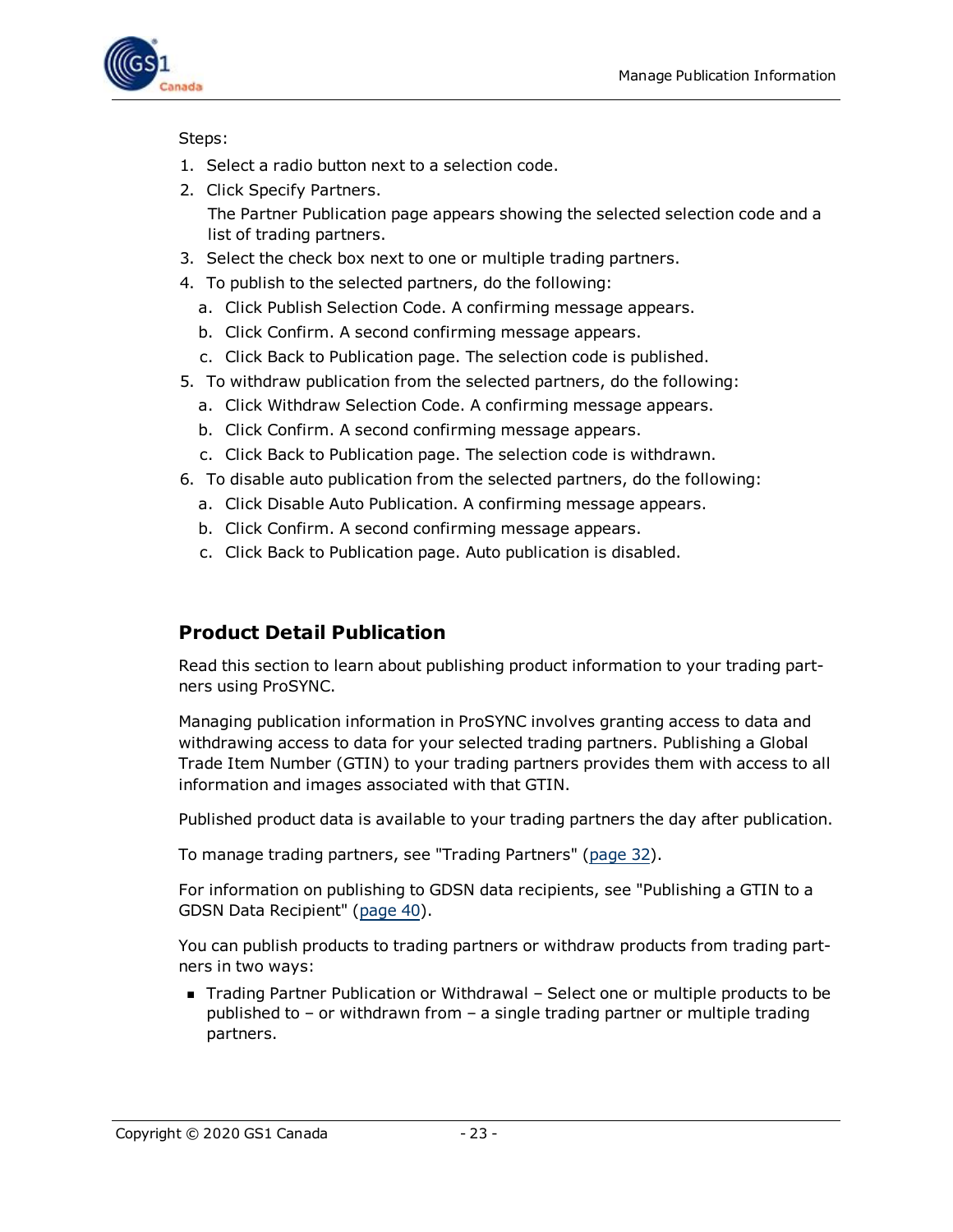Steps:

1. Select a radio button next to a selection code.
2. Click Specify Partners.

   The Partner Publication page appears showing the selected selection code and a list of trading partners.
3. Select the check box next to one or multiple trading partners.
4. To publish to the selected partners, do the following:
   a. Click Publish Selection Code. A confirming message appears.
   b. Click Confirm. A second confirming message appears.
   c. Click Back to Publication page. The selection code is published.
5. To withdraw publication from the selected partners, do the following:
   a. Click Withdraw Selection Code. A confirming message appears.
   b. Click Confirm. A second confirming message appears.
   c. Click Back to Publication page. The selection code is withdrawn.
6. To disable auto publication from the selected partners, do the following:
   a. Click Disable Auto Publication. A confirming message appears.
   b. Click Confirm. A second confirming message appears.
   c. Click Back to Publication page. Auto publication is disabled.

## Product Detail Publication

Read this section to learn about publishing product information to your trading partners using ProSYNC.

Managing publication information in ProSYNC involves granting access to data and withdrawing access to data for your selected trading partners. Publishing a Global Trade Item Number (GTIN) to your trading partners provides them with access to all information and images associated with that GTIN.

Published product data is available to your trading partners the day after publication.

To manage trading partners, see "Trading Partners" (page 32).

For information on publishing to GDSN data recipients, see "Publishing a GTIN to a GDSN Data Recipient" (page 40).

You can publish products to trading partners or withdraw products from trading partners in two ways:

- Trading Partner Publication or Withdrawal – Select one or multiple products to be published to – or withdrawn from – a single trading partner or multiple trading partners.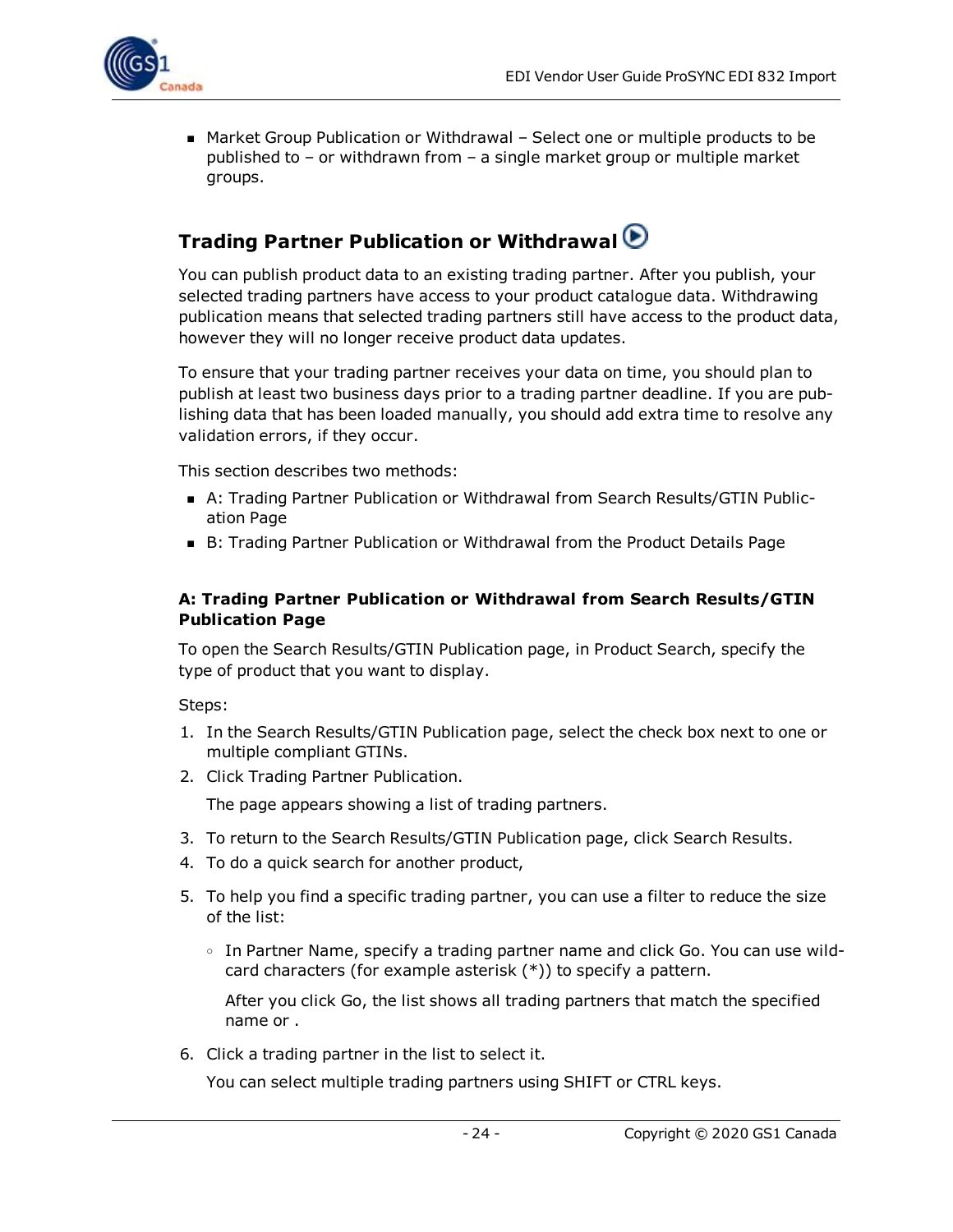- Market Group Publication or Withdrawal – Select one or multiple products to be published to – or withdrawn from – a single market group or multiple market groups.

## Trading Partner Publication or Withdrawal

You can publish product data to an existing trading partner. After you publish, your selected trading partners have access to your product catalogue data. Withdrawing publication means that selected trading partners still have access to the product data, however they will no longer receive product data updates.

To ensure that your trading partner receives your data on time, you should plan to publish at least two business days prior to a trading partner deadline. If you are publishing data that has been loaded manually, you should add extra time to resolve any validation errors, if they occur.

This section describes two methods:

- A: Trading Partner Publication or Withdrawal from Search Results/GTIN Publication Page
- B: Trading Partner Publication or Withdrawal from the Product Details Page

#### A: Trading Partner Publication or Withdrawal from Search Results/GTIN Publication Page

To open the Search Results/GTIN Publication page, in Product Search, specify the type of product that you want to display.

Steps:

1. In the Search Results/GTIN Publication page, select the check box next to one or multiple compliant GTINs.
2. Click Trading Partner Publication.

   The page appears showing a list of trading partners.

3. To return to the Search Results/GTIN Publication page, click Search Results.
4. To do a quick search for another product,
5. To help you find a specific trading partner, you can use a filter to reduce the size of the list:
   - In Partner Name, specify a trading partner name and click Go. You can use wildcard characters (for example asterisk (*)) to specify a pattern.

     After you click Go, the list shows all trading partners that match the specified name or .

6. Click a trading partner in the list to select it.

   You can select multiple trading partners using SHIFT or CTRL keys.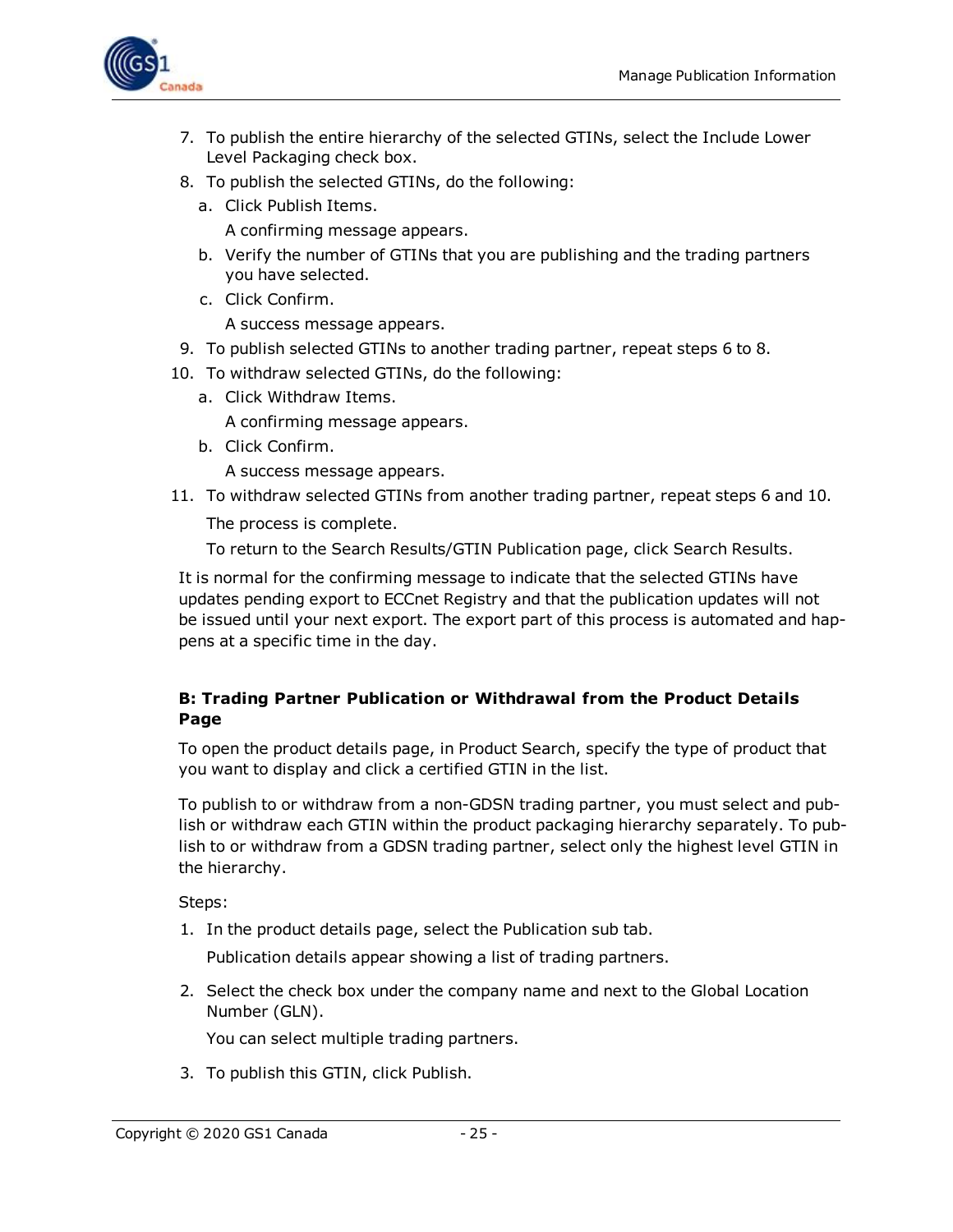7. To publish the entire hierarchy of the selected GTINs, select the Include Lower Level Packaging check box.
8. To publish the selected GTINs, do the following:
   a. Click Publish Items.

      A confirming message appears.
   b. Verify the number of GTINs that you are publishing and the trading partners you have selected.
   c. Click Confirm.

      A success message appears.
9. To publish selected GTINs to another trading partner, repeat steps 6 to 8.
10. To withdraw selected GTINs, do the following:
    a. Click Withdraw Items.

       A confirming message appears.
    b. Click Confirm.

       A success message appears.
11. To withdraw selected GTINs from another trading partner, repeat steps 6 and 10.

    The process is complete.

    To return to the Search Results/GTIN Publication page, click Search Results.

It is normal for the confirming message to indicate that the selected GTINs have updates pending export to ECCnet Registry and that the publication updates will not be issued until your next export. The export part of this process is automated and happens at a specific time in the day.

**B: Trading Partner Publication or Withdrawal from the Product Details Page**

To open the product details page, in Product Search, specify the type of product that you want to display and click a certified GTIN in the list.

To publish to or withdraw from a non-GDSN trading partner, you must select and publish or withdraw each GTIN within the product packaging hierarchy separately. To publish to or withdraw from a GDSN trading partner, select only the highest level GTIN in the hierarchy.

Steps:

1. In the product details page, select the Publication sub tab.

   Publication details appear showing a list of trading partners.
2. Select the check box under the company name and next to the Global Location Number (GLN).

   You can select multiple trading partners.
3. To publish this GTIN, click Publish.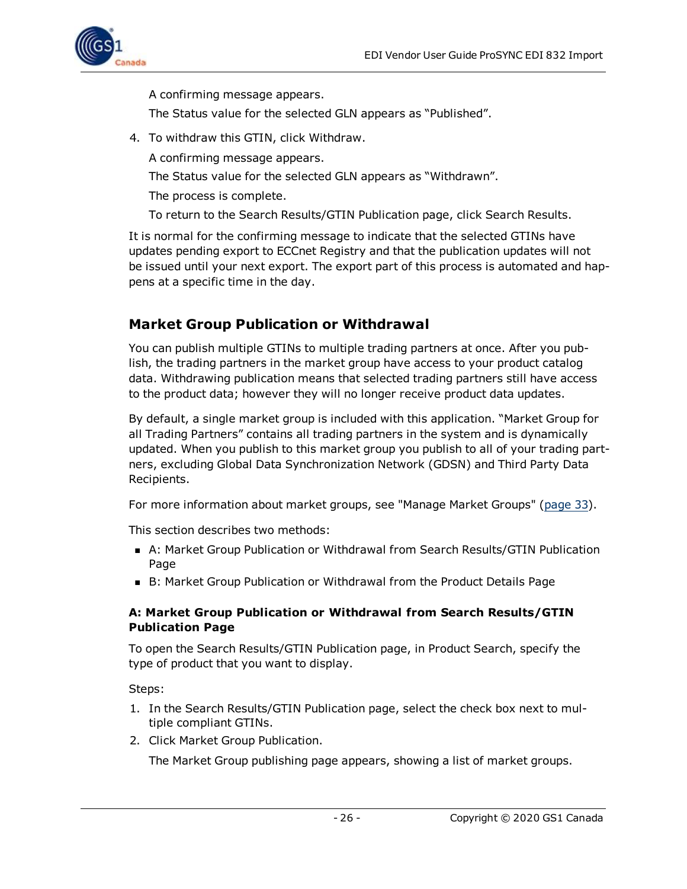A confirming message appears.

The Status value for the selected GLN appears as “Published”.

4. To withdraw this GTIN, click Withdraw.

   A confirming message appears.

   The Status value for the selected GLN appears as “Withdrawn”.

   The process is complete.

   To return to the Search Results/GTIN Publication page, click Search Results.

It is normal for the confirming message to indicate that the selected GTINs have updates pending export to ECCnet Registry and that the publication updates will not be issued until your next export. The export part of this process is automated and happens at a specific time in the day.

## Market Group Publication or Withdrawal

You can publish multiple GTINs to multiple trading partners at once. After you publish, the trading partners in the market group have access to your product catalog data. Withdrawing publication means that selected trading partners still have access to the product data; however they will no longer receive product data updates.

By default, a single market group is included with this application. “Market Group for all Trading Partners” contains all trading partners in the system and is dynamically updated. When you publish to this market group you publish to all of your trading partners, excluding Global Data Synchronization Network (GDSN) and Third Party Data Recipients.

For more information about market groups, see "Manage Market Groups" (page 33).

This section describes two methods:

- A: Market Group Publication or Withdrawal from Search Results/GTIN Publication Page
- B: Market Group Publication or Withdrawal from the Product Details Page

### A: Market Group Publication or Withdrawal from Search Results/GTIN Publication Page

To open the Search Results/GTIN Publication page, in Product Search, specify the type of product that you want to display.

Steps:

1. In the Search Results/GTIN Publication page, select the check box next to multiple compliant GTINs.
2. Click Market Group Publication.

   The Market Group publishing page appears, showing a list of market groups.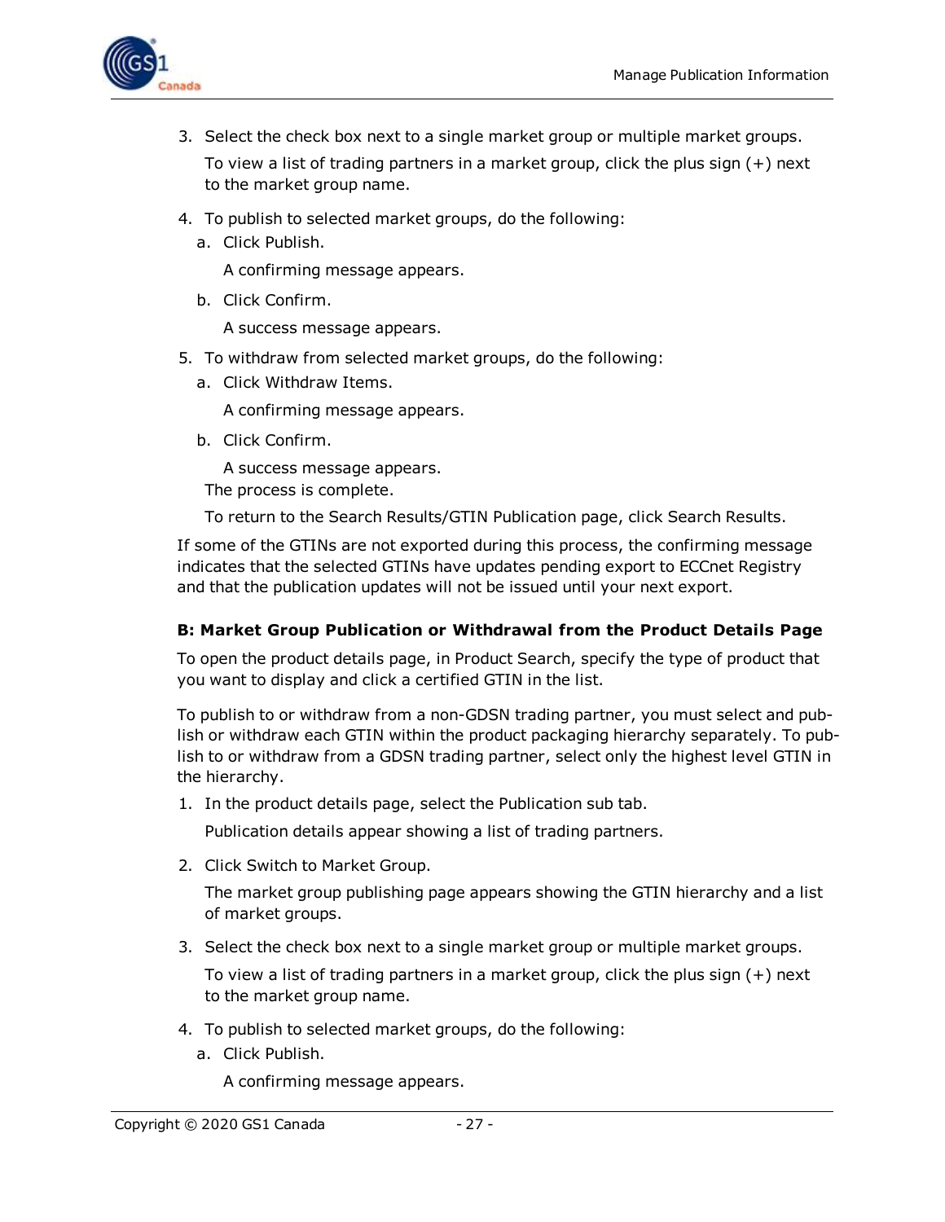3. Select the check box next to a single market group or multiple market groups.

   To view a list of trading partners in a market group, click the plus sign (+) next to the market group name.

4. To publish to selected market groups, do the following:
   a. Click Publish.

      A confirming message appears.

   b. Click Confirm.

      A success message appears.

5. To withdraw from selected market groups, do the following:
   a. Click Withdraw Items.

      A confirming message appears.

   b. Click Confirm.

      A success message appears.

   The process is complete.

   To return to the Search Results/GTIN Publication page, click Search Results.

If some of the GTINs are not exported during this process, the confirming message indicates that the selected GTINs have updates pending export to ECCnet Registry and that the publication updates will not be issued until your next export.

#### B: Market Group Publication or Withdrawal from the Product Details Page

To open the product details page, in Product Search, specify the type of product that you want to display and click a certified GTIN in the list.

To publish to or withdraw from a non-GDSN trading partner, you must select and publish or withdraw each GTIN within the product packaging hierarchy separately. To publish to or withdraw from a GDSN trading partner, select only the highest level GTIN in the hierarchy.

1. In the product details page, select the Publication sub tab.

   Publication details appear showing a list of trading partners.

2. Click Switch to Market Group.

   The market group publishing page appears showing the GTIN hierarchy and a list of market groups.

3. Select the check box next to a single market group or multiple market groups.

   To view a list of trading partners in a market group, click the plus sign (+) next to the market group name.

4. To publish to selected market groups, do the following:
   a. Click Publish.

      A confirming message appears.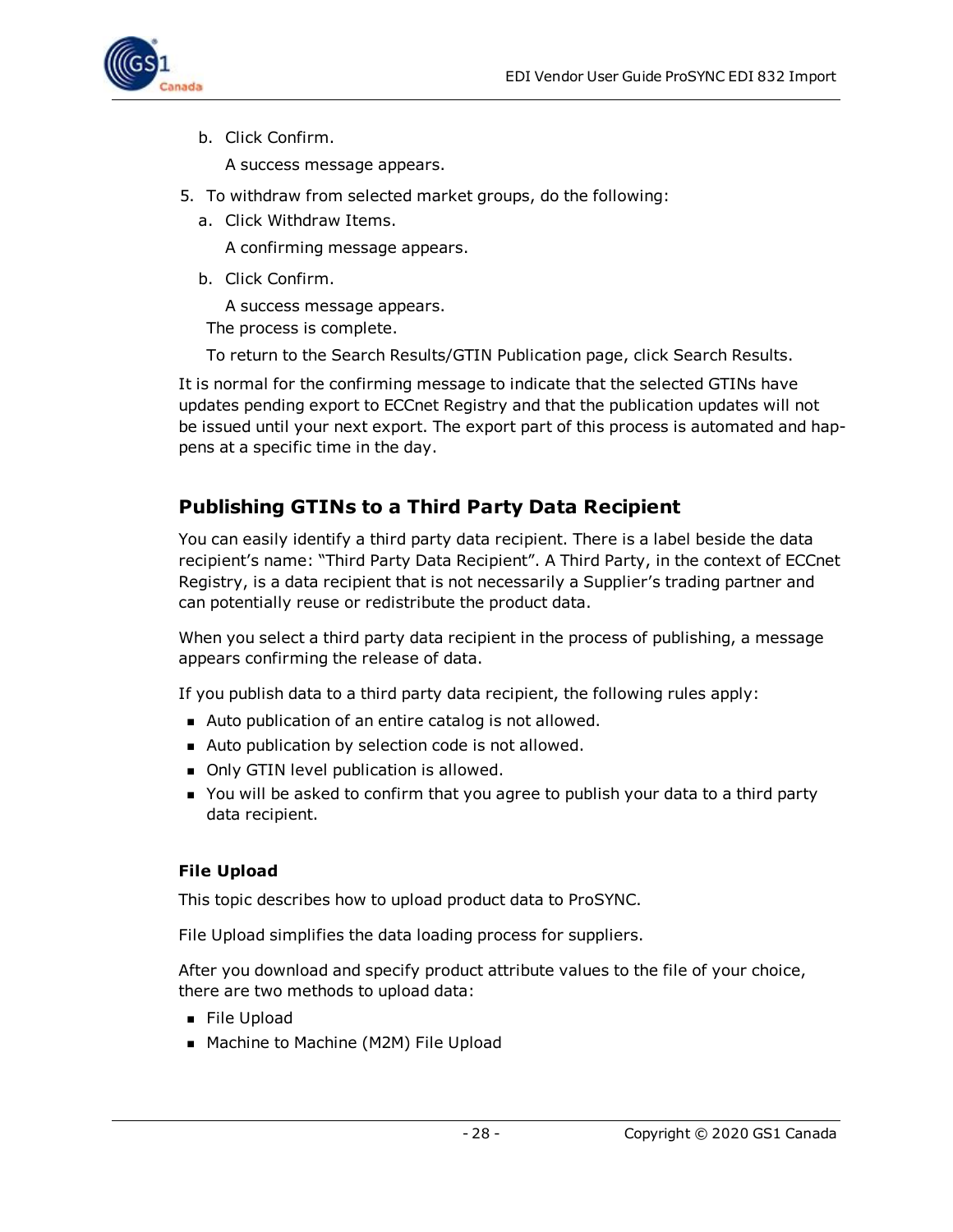b. Click Confirm.

      A success message appears.

5. To withdraw from selected market groups, do the following:
   a. Click Withdraw Items.

      A confirming message appears.

   b. Click Confirm.

      A success message appears.

   The process is complete.

   To return to the Search Results/GTIN Publication page, click Search Results.

It is normal for the confirming message to indicate that the selected GTINs have updates pending export to ECCnet Registry and that the publication updates will not be issued until your next export. The export part of this process is automated and happens at a specific time in the day.

## Publishing GTINs to a Third Party Data Recipient

You can easily identify a third party data recipient. There is a label beside the data recipient's name: "Third Party Data Recipient". A Third Party, in the context of ECCnet Registry, is a data recipient that is not necessarily a Supplier's trading partner and can potentially reuse or redistribute the product data.

When you select a third party data recipient in the process of publishing, a message appears confirming the release of data.

If you publish data to a third party data recipient, the following rules apply:

- Auto publication of an entire catalog is not allowed.
- Auto publication by selection code is not allowed.
- Only GTIN level publication is allowed.
- You will be asked to confirm that you agree to publish your data to a third party data recipient.

### File Upload

This topic describes how to upload product data to ProSYNC.

File Upload simplifies the data loading process for suppliers.

After you download and specify product attribute values to the file of your choice, there are two methods to upload data:

- File Upload
- Machine to Machine (M2M) File Upload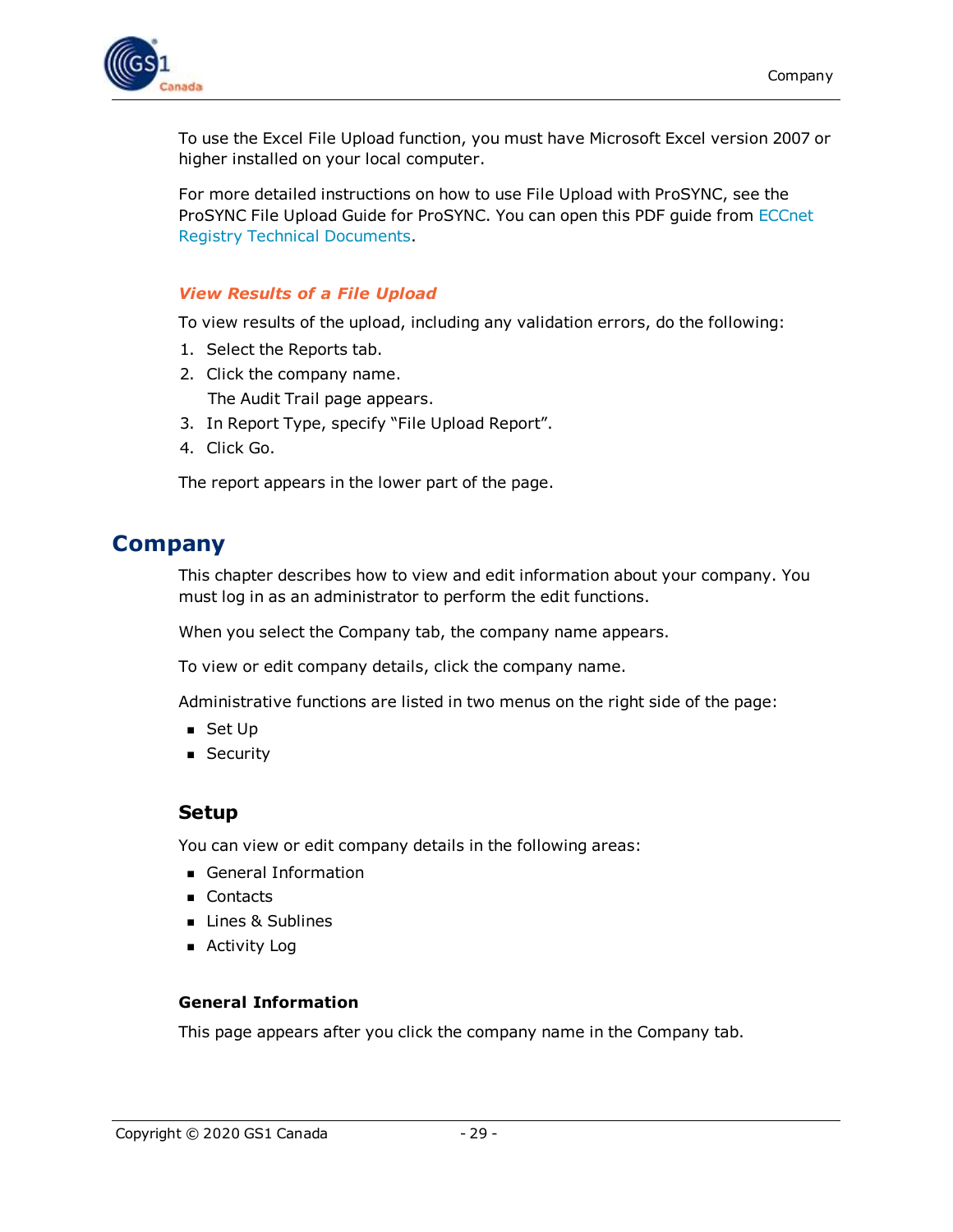To use the Excel File Upload function, you must have Microsoft Excel version 2007 or higher installed on your local computer.

For more detailed instructions on how to use File Upload with ProSYNC, see the ProSYNC File Upload Guide for ProSYNC. You can open this PDF guide from ECCnet Registry Technical Documents.

#### *View Results of a File Upload*

To view results of the upload, including any validation errors, do the following:

1. Select the Reports tab.
2. Click the company name.
   
   The Audit Trail page appears.
3. In Report Type, specify “File Upload Report”.
4. Click Go.

The report appears in the lower part of the page.

# Company

This chapter describes how to view and edit information about your company. You must log in as an administrator to perform the edit functions.

When you select the Company tab, the company name appears.

To view or edit company details, click the company name.

Administrative functions are listed in two menus on the right side of the page:

- Set Up
- Security

## Setup

You can view or edit company details in the following areas:

- General Information
- Contacts
- Lines & Sublines
- Activity Log

### General Information

This page appears after you click the company name in the Company tab.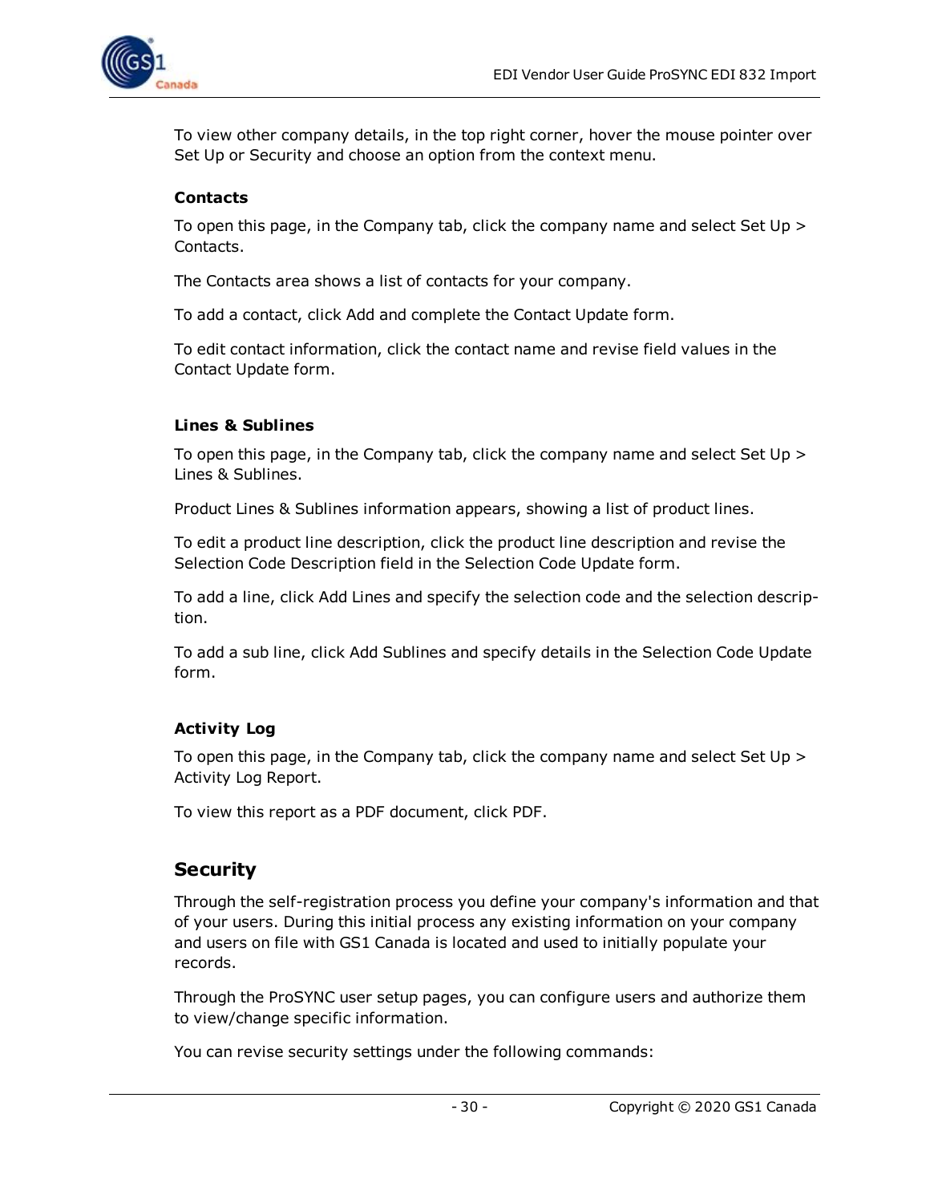To view other company details, in the top right corner, hover the mouse pointer over Set Up or Security and choose an option from the context menu.

#### Contacts

To open this page, in the Company tab, click the company name and select Set Up > Contacts.

The Contacts area shows a list of contacts for your company.

To add a contact, click Add and complete the Contact Update form.

To edit contact information, click the contact name and revise field values in the Contact Update form.

#### Lines & Sublines

To open this page, in the Company tab, click the company name and select Set Up > Lines & Sublines.

Product Lines & Sublines information appears, showing a list of product lines.

To edit a product line description, click the product line description and revise the Selection Code Description field in the Selection Code Update form.

To add a line, click Add Lines and specify the selection code and the selection description.

To add a sub line, click Add Sublines and specify details in the Selection Code Update form.

#### Activity Log

To open this page, in the Company tab, click the company name and select Set Up > Activity Log Report.

To view this report as a PDF document, click PDF.

### Security

Through the self-registration process you define your company's information and that of your users. During this initial process any existing information on your company and users on file with GS1 Canada is located and used to initially populate your records.

Through the ProSYNC user setup pages, you can configure users and authorize them to view/change specific information.

You can revise security settings under the following commands: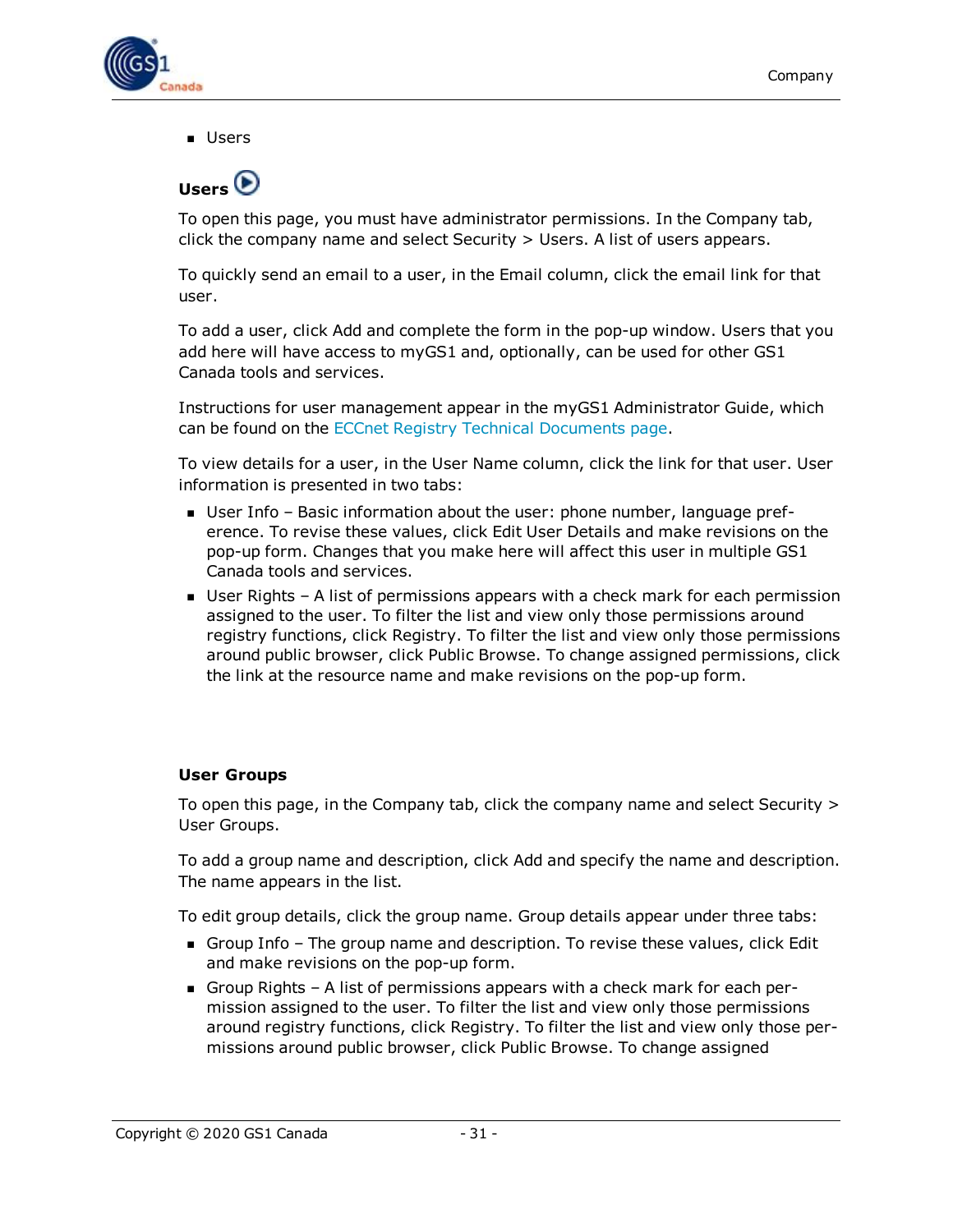- Users

### Users

To open this page, you must have administrator permissions. In the Company tab, click the company name and select Security > Users. A list of users appears.

To quickly send an email to a user, in the Email column, click the email link for that user.

To add a user, click Add and complete the form in the pop-up window. Users that you add here will have access to myGS1 and, optionally, can be used for other GS1 Canada tools and services.

Instructions for user management appear in the myGS1 Administrator Guide, which can be found on the ECCnet Registry Technical Documents page.

To view details for a user, in the User Name column, click the link for that user. User information is presented in two tabs:

- User Info – Basic information about the user: phone number, language preference. To revise these values, click Edit User Details and make revisions on the pop-up form. Changes that you make here will affect this user in multiple GS1 Canada tools and services.
- User Rights – A list of permissions appears with a check mark for each permission assigned to the user. To filter the list and view only those permissions around registry functions, click Registry. To filter the list and view only those permissions around public browser, click Public Browse. To change assigned permissions, click the link at the resource name and make revisions on the pop-up form.

### User Groups

To open this page, in the Company tab, click the company name and select Security > User Groups.

To add a group name and description, click Add and specify the name and description. The name appears in the list.

To edit group details, click the group name. Group details appear under three tabs:

- Group Info – The group name and description. To revise these values, click Edit and make revisions on the pop-up form.
- Group Rights – A list of permissions appears with a check mark for each permission assigned to the user. To filter the list and view only those permissions around registry functions, click Registry. To filter the list and view only those permissions around public browser, click Public Browse. To change assigned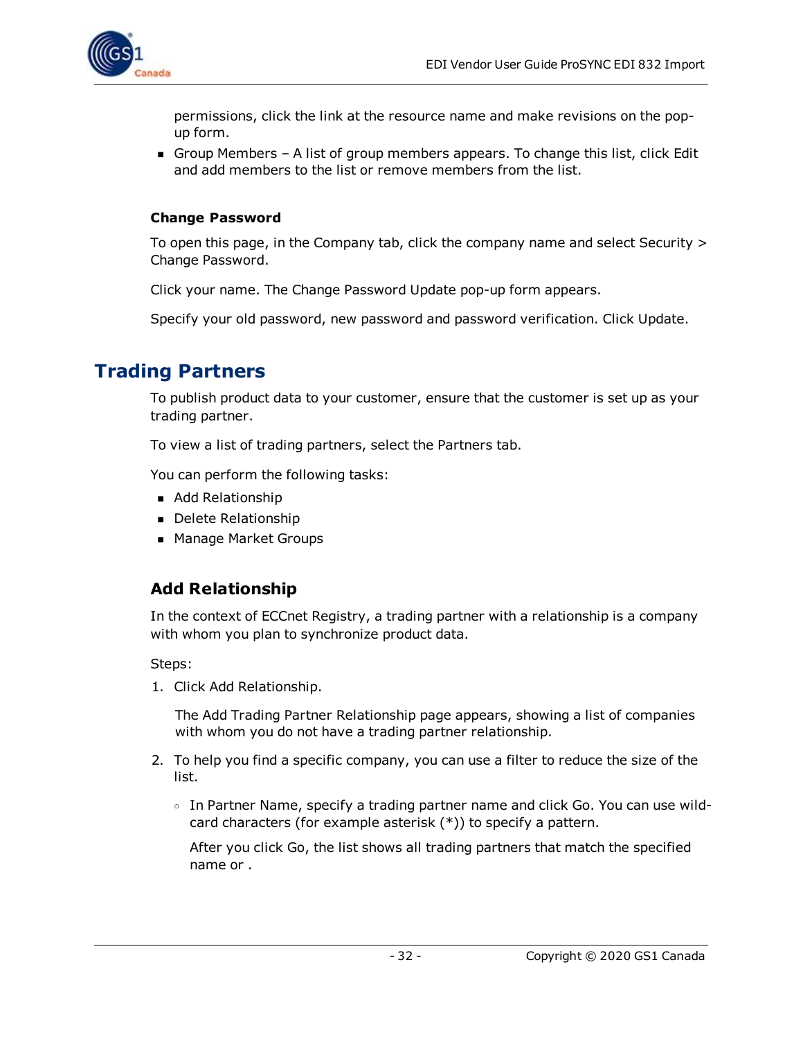permissions, click the link at the resource name and make revisions on the pop-up form.

- Group Members – A list of group members appears. To change this list, click Edit and add members to the list or remove members from the list.

### Change Password

To open this page, in the Company tab, click the company name and select Security > Change Password.

Click your name. The Change Password Update pop-up form appears.

Specify your old password, new password and password verification. Click Update.

## Trading Partners

To publish product data to your customer, ensure that the customer is set up as your trading partner.

To view a list of trading partners, select the Partners tab.

You can perform the following tasks:

- Add Relationship
- Delete Relationship
- Manage Market Groups

### Add Relationship

In the context of ECCnet Registry, a trading partner with a relationship is a company with whom you plan to synchronize product data.

Steps:

1. Click Add Relationship.

   The Add Trading Partner Relationship page appears, showing a list of companies with whom you do not have a trading partner relationship.

2. To help you find a specific company, you can use a filter to reduce the size of the list.

   - In Partner Name, specify a trading partner name and click Go. You can use wild-card characters (for example asterisk (*)) to specify a pattern.

     After you click Go, the list shows all trading partners that match the specified name or .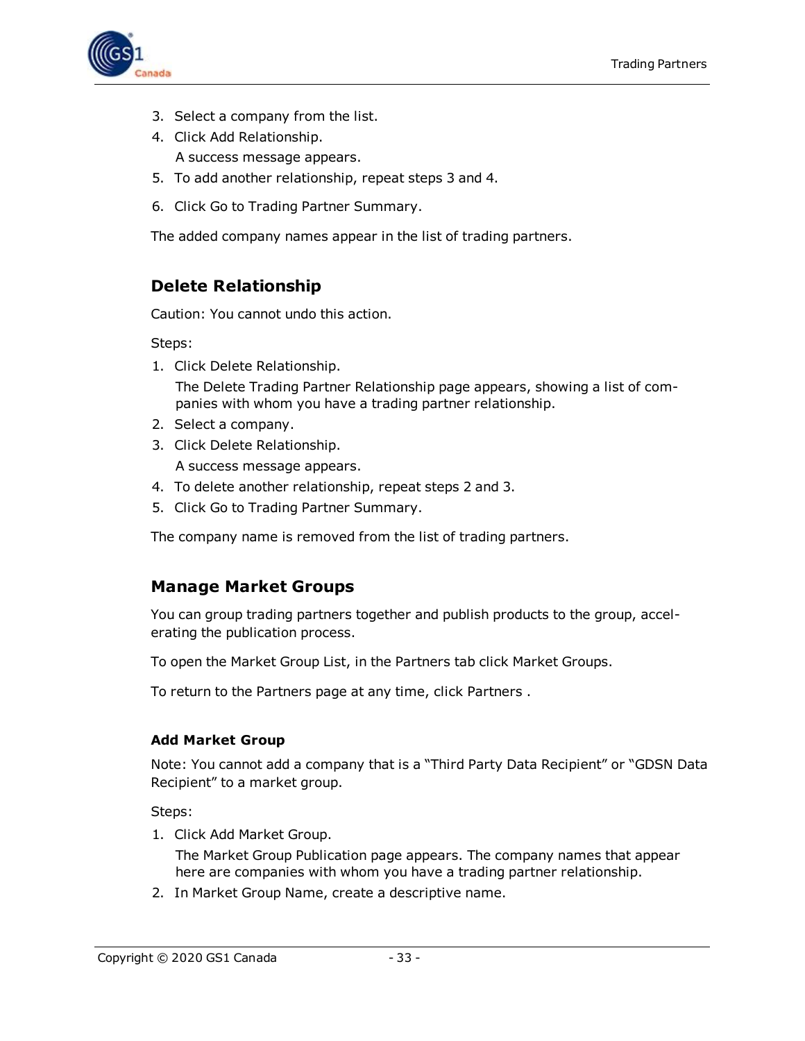3. Select a company from the list.
4. Click Add Relationship.

   A success message appears.
5. To add another relationship, repeat steps 3 and 4.
6. Click Go to Trading Partner Summary.

The added company names appear in the list of trading partners.

## Delete Relationship

Caution: You cannot undo this action.

Steps:

1. Click Delete Relationship.

   The Delete Trading Partner Relationship page appears, showing a list of companies with whom you have a trading partner relationship.
2. Select a company.
3. Click Delete Relationship.

   A success message appears.
4. To delete another relationship, repeat steps 2 and 3.
5. Click Go to Trading Partner Summary.

The company name is removed from the list of trading partners.

## Manage Market Groups

You can group trading partners together and publish products to the group, accelerating the publication process.

To open the Market Group List, in the Partners tab click Market Groups.

To return to the Partners page at any time, click Partners .

### Add Market Group

Note: You cannot add a company that is a “Third Party Data Recipient” or “GDSN Data Recipient” to a market group.

Steps:

1. Click Add Market Group.

   The Market Group Publication page appears. The company names that appear here are companies with whom you have a trading partner relationship.
2. In Market Group Name, create a descriptive name.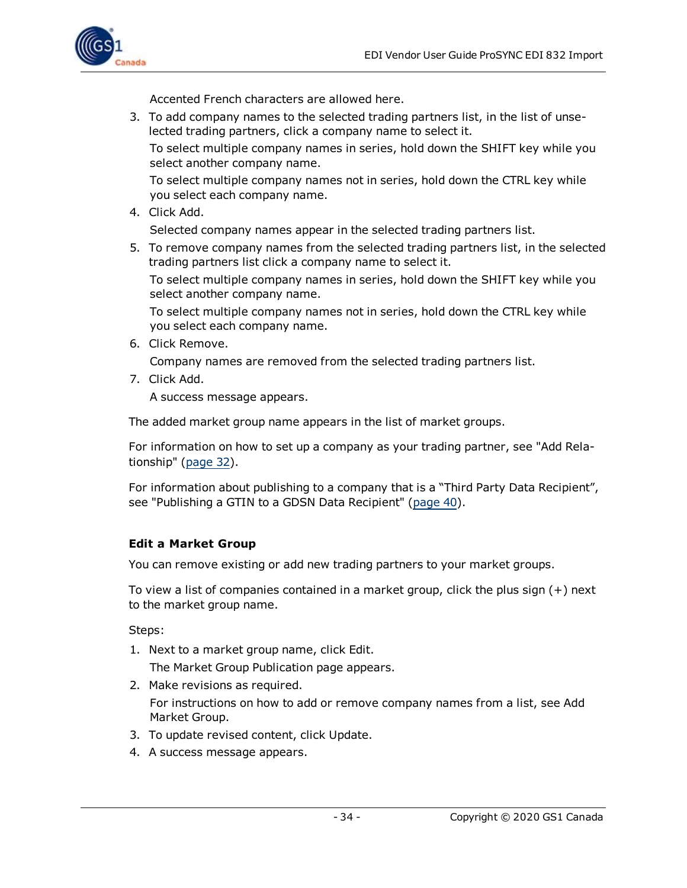Accented French characters are allowed here.

3. To add company names to the selected trading partners list, in the list of unselected trading partners, click a company name to select it.

   To select multiple company names in series, hold down the SHIFT key while you select another company name.

   To select multiple company names not in series, hold down the CTRL key while you select each company name.

4. Click Add.

   Selected company names appear in the selected trading partners list.

5. To remove company names from the selected trading partners list, in the selected trading partners list click a company name to select it.

   To select multiple company names in series, hold down the SHIFT key while you select another company name.

   To select multiple company names not in series, hold down the CTRL key while you select each company name.

6. Click Remove.

   Company names are removed from the selected trading partners list.

7. Click Add.

   A success message appears.

The added market group name appears in the list of market groups.

For information on how to set up a company as your trading partner, see "Add Relationship" (page 32).

For information about publishing to a company that is a “Third Party Data Recipient”, see "Publishing a GTIN to a GDSN Data Recipient" (page 40).

### Edit a Market Group

You can remove existing or add new trading partners to your market groups.

To view a list of companies contained in a market group, click the plus sign (+) next to the market group name.

Steps:

1. Next to a market group name, click Edit.

   The Market Group Publication page appears.

2. Make revisions as required.

   For instructions on how to add or remove company names from a list, see Add Market Group.

3. To update revised content, click Update.
4. A success message appears.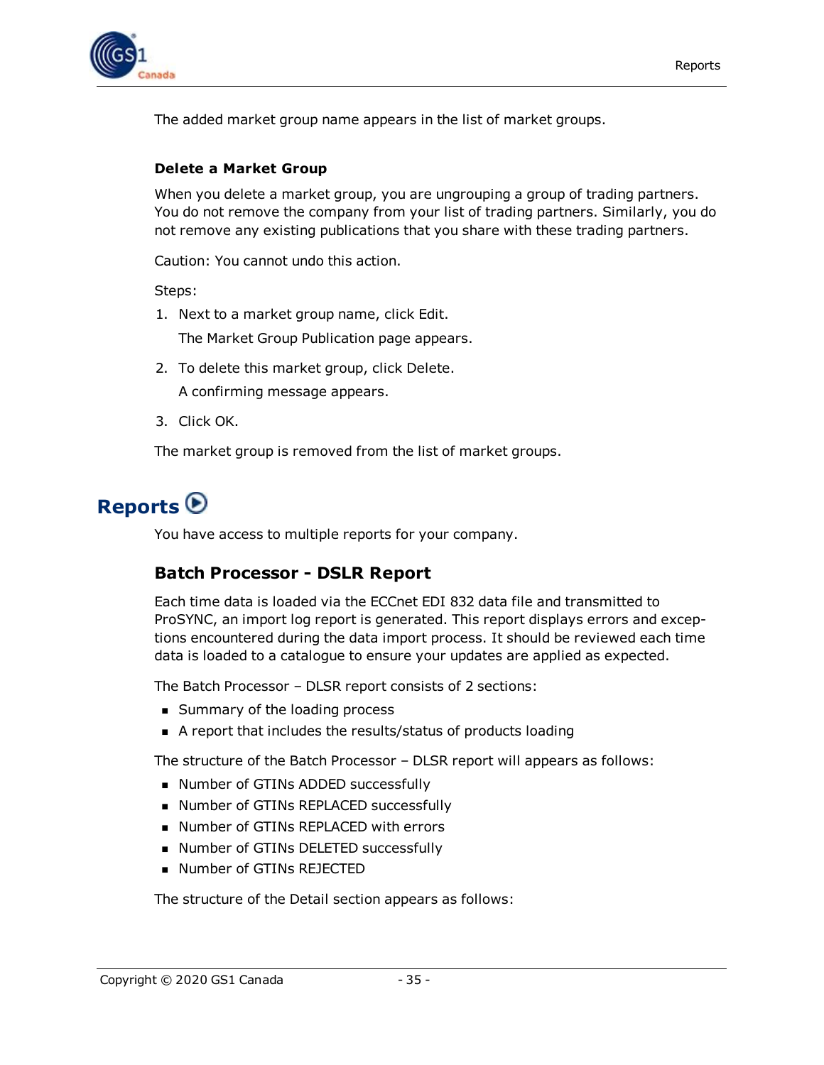The added market group name appears in the list of market groups.

### Delete a Market Group

When you delete a market group, you are ungrouping a group of trading partners. You do not remove the company from your list of trading partners. Similarly, you do not remove any existing publications that you share with these trading partners.

Caution: You cannot undo this action.

Steps:

1. Next to a market group name, click Edit.

   The Market Group Publication page appears.

2. To delete this market group, click Delete.

   A confirming message appears.

3. Click OK.

The market group is removed from the list of market groups.

# Reports

You have access to multiple reports for your company.

## Batch Processor - DSLR Report

Each time data is loaded via the ECCnet EDI 832 data file and transmitted to ProSYNC, an import log report is generated. This report displays errors and exceptions encountered during the data import process. It should be reviewed each time data is loaded to a catalogue to ensure your updates are applied as expected.

The Batch Processor – DLSR report consists of 2 sections:

- Summary of the loading process
- A report that includes the results/status of products loading

The structure of the Batch Processor – DLSR report will appears as follows:

- Number of GTINs ADDED successfully
- Number of GTINs REPLACED successfully
- Number of GTINs REPLACED with errors
- Number of GTINs DELETED successfully
- Number of GTINs REJECTED

The structure of the Detail section appears as follows: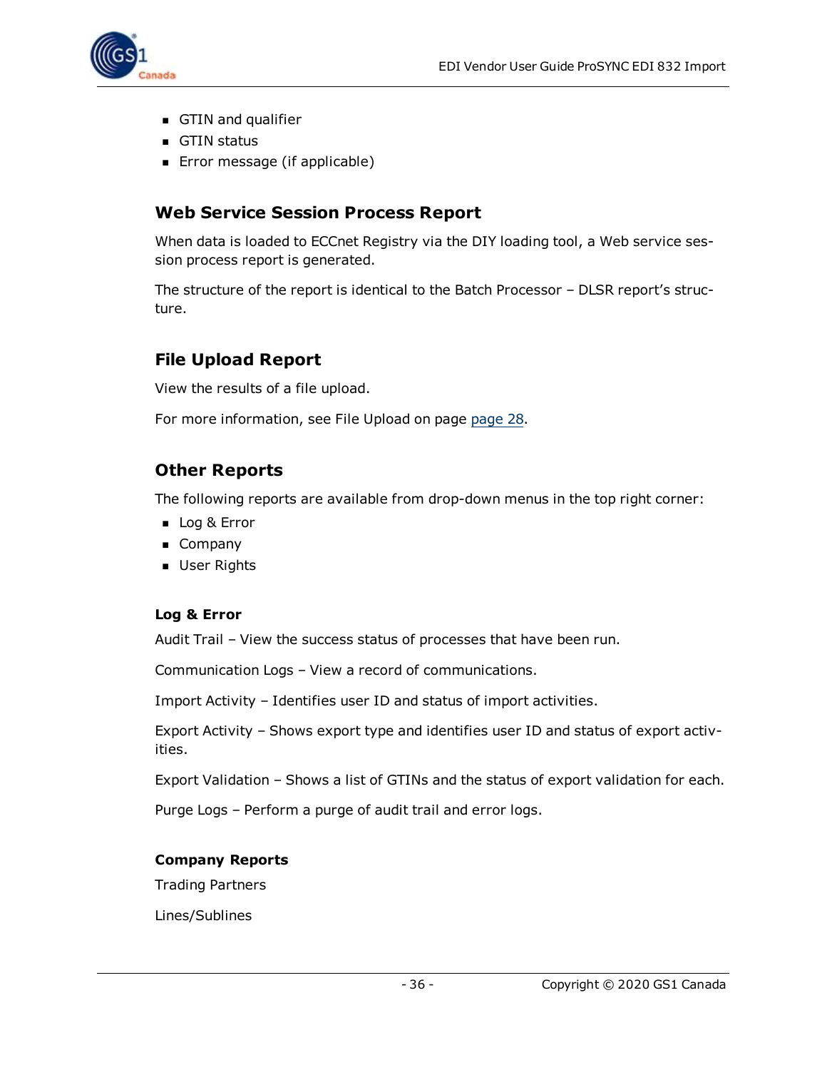- GTIN and qualifier
- GTIN status
- Error message (if applicable)

## Web Service Session Process Report

When data is loaded to ECCnet Registry via the DIY loading tool, a Web service session process report is generated.

The structure of the report is identical to the Batch Processor – DLSR report's structure.

## File Upload Report

View the results of a file upload.

For more information, see File Upload on page page 28.

## Other Reports

The following reports are available from drop-down menus in the top right corner:

- Log & Error
- Company
- User Rights

### Log & Error

Audit Trail – View the success status of processes that have been run.

Communication Logs – View a record of communications.

Import Activity – Identifies user ID and status of import activities.

Export Activity – Shows export type and identifies user ID and status of export activities.

Export Validation – Shows a list of GTINs and the status of export validation for each.

Purge Logs – Perform a purge of audit trail and error logs.

### Company Reports

Trading Partners

Lines/Sublines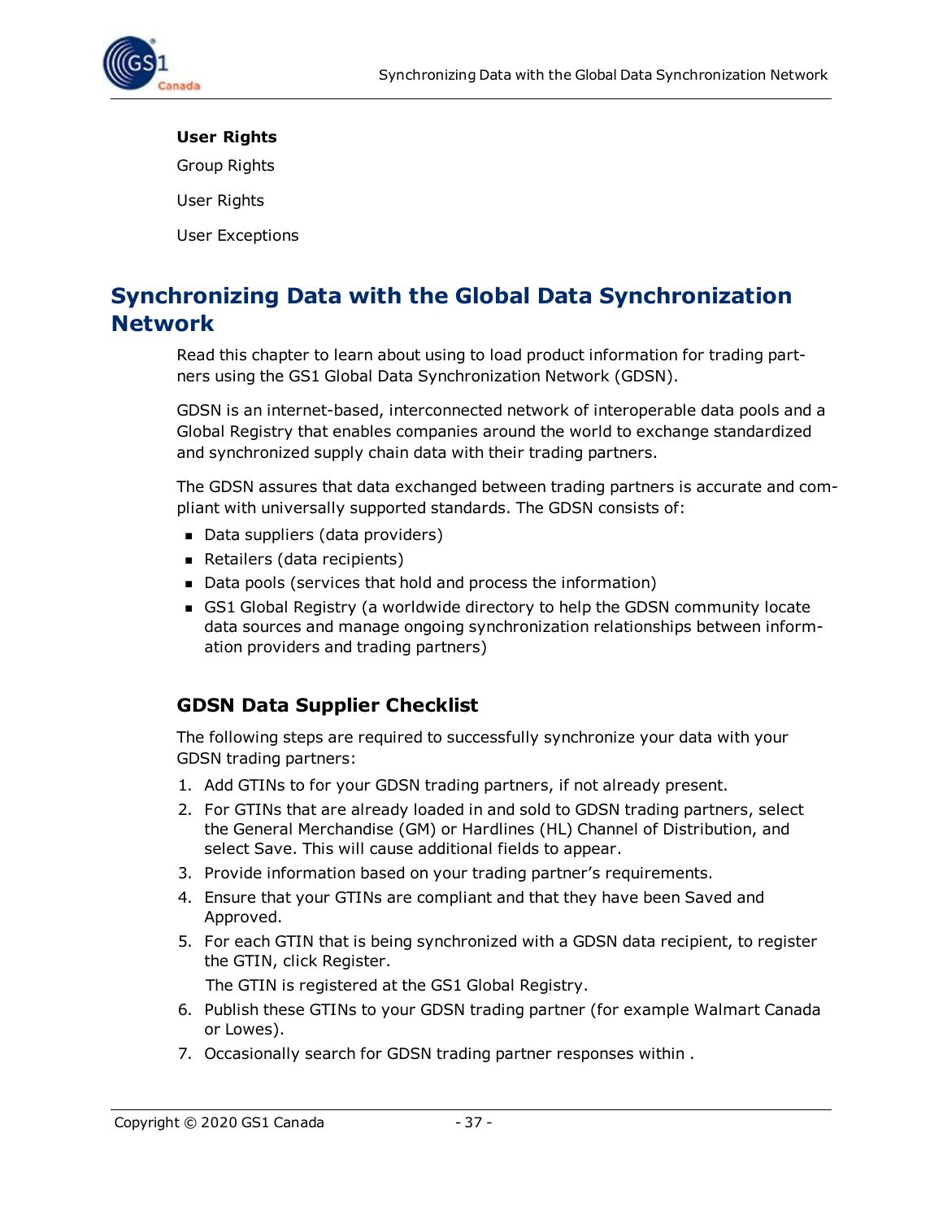**User Rights**

Group Rights

User Rights

User Exceptions

# Synchronizing Data with the Global Data Synchronization Network

Read this chapter to learn about using to load product information for trading partners using the GS1 Global Data Synchronization Network (GDSN).

GDSN is an internet-based, interconnected network of interoperable data pools and a Global Registry that enables companies around the world to exchange standardized and synchronized supply chain data with their trading partners.

The GDSN assures that data exchanged between trading partners is accurate and compliant with universally supported standards. The GDSN consists of:

- Data suppliers (data providers)
- Retailers (data recipients)
- Data pools (services that hold and process the information)
- GS1 Global Registry (a worldwide directory to help the GDSN community locate data sources and manage ongoing synchronization relationships between information providers and trading partners)

## GDSN Data Supplier Checklist

The following steps are required to successfully synchronize your data with your GDSN trading partners:

1. Add GTINs to for your GDSN trading partners, if not already present.
2. For GTINs that are already loaded in and sold to GDSN trading partners, select the General Merchandise (GM) or Hardlines (HL) Channel of Distribution, and select Save. This will cause additional fields to appear.
3. Provide information based on your trading partner's requirements.
4. Ensure that your GTINs are compliant and that they have been Saved and Approved.
5. For each GTIN that is being synchronized with a GDSN data recipient, to register the GTIN, click Register.

   The GTIN is registered at the GS1 Global Registry.
6. Publish these GTINs to your GDSN trading partner (for example Walmart Canada or Lowes).
7. Occasionally search for GDSN trading partner responses within .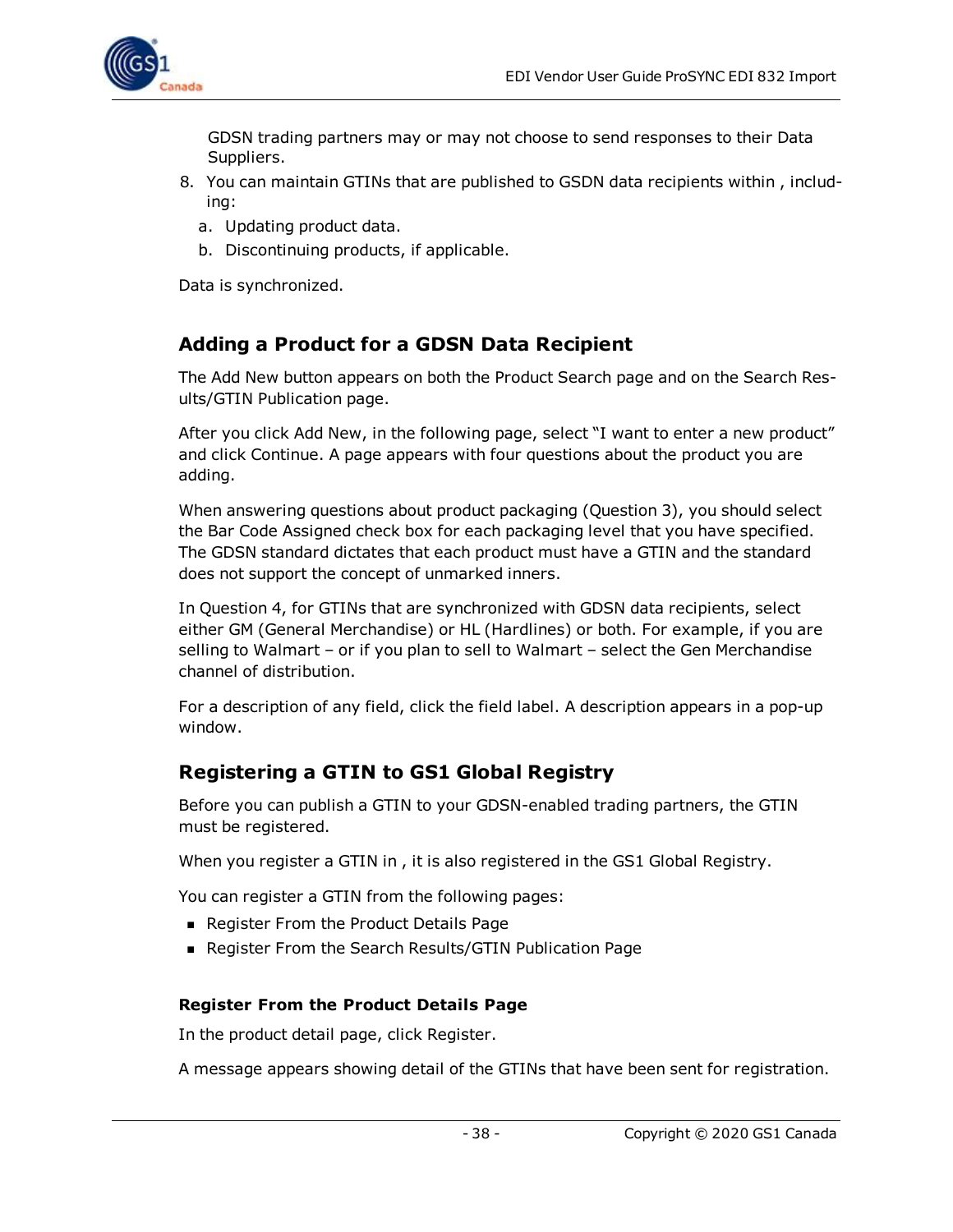GDSN trading partners may or may not choose to send responses to their Data Suppliers.

8. You can maintain GTINs that are published to GSDN data recipients within , including:
   a. Updating product data.
   b. Discontinuing products, if applicable.

Data is synchronized.

## Adding a Product for a GDSN Data Recipient

The Add New button appears on both the Product Search page and on the Search Results/GTIN Publication page.

After you click Add New, in the following page, select "I want to enter a new product" and click Continue. A page appears with four questions about the product you are adding.

When answering questions about product packaging (Question 3), you should select the Bar Code Assigned check box for each packaging level that you have specified. The GDSN standard dictates that each product must have a GTIN and the standard does not support the concept of unmarked inners.

In Question 4, for GTINs that are synchronized with GDSN data recipients, select either GM (General Merchandise) or HL (Hardlines) or both. For example, if you are selling to Walmart – or if you plan to sell to Walmart – select the Gen Merchandise channel of distribution.

For a description of any field, click the field label. A description appears in a pop-up window.

## Registering a GTIN to GS1 Global Registry

Before you can publish a GTIN to your GDSN-enabled trading partners, the GTIN must be registered.

When you register a GTIN in , it is also registered in the GS1 Global Registry.

You can register a GTIN from the following pages:

- Register From the Product Details Page
- Register From the Search Results/GTIN Publication Page

#### Register From the Product Details Page

In the product detail page, click Register.

A message appears showing detail of the GTINs that have been sent for registration.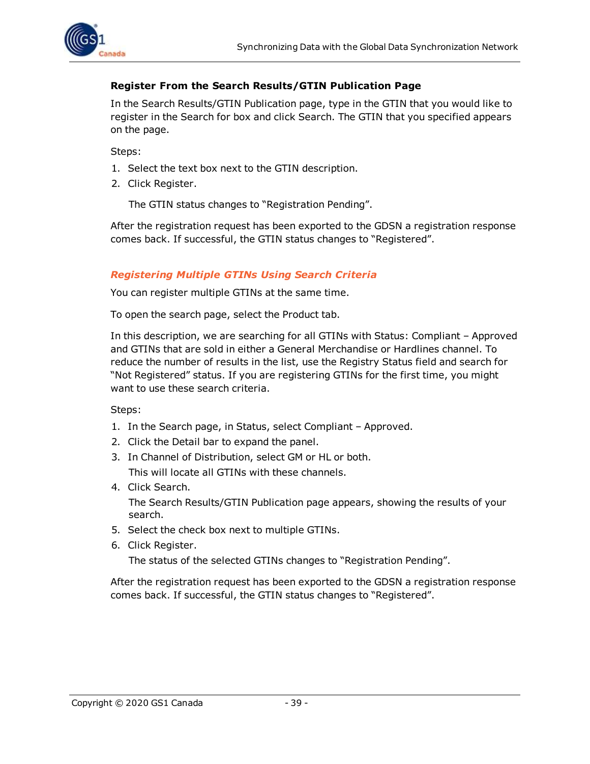#### Register From the Search Results/GTIN Publication Page

In the Search Results/GTIN Publication page, type in the GTIN that you would like to register in the Search for box and click Search. The GTIN that you specified appears on the page.

Steps:

1. Select the text box next to the GTIN description.
2. Click Register.

   The GTIN status changes to “Registration Pending”.

After the registration request has been exported to the GDSN a registration response comes back. If successful, the GTIN status changes to “Registered”.

### *Registering Multiple GTINs Using Search Criteria*

You can register multiple GTINs at the same time.

To open the search page, select the Product tab.

In this description, we are searching for all GTINs with Status: Compliant – Approved and GTINs that are sold in either a General Merchandise or Hardlines channel. To reduce the number of results in the list, use the Registry Status field and search for “Not Registered” status. If you are registering GTINs for the first time, you might want to use these search criteria.

Steps:

1. In the Search page, in Status, select Compliant – Approved.
2. Click the Detail bar to expand the panel.
3. In Channel of Distribution, select GM or HL or both.

   This will locate all GTINs with these channels.
4. Click Search.

   The Search Results/GTIN Publication page appears, showing the results of your search.
5. Select the check box next to multiple GTINs.
6. Click Register.

   The status of the selected GTINs changes to “Registration Pending”.

After the registration request has been exported to the GDSN a registration response comes back. If successful, the GTIN status changes to “Registered”.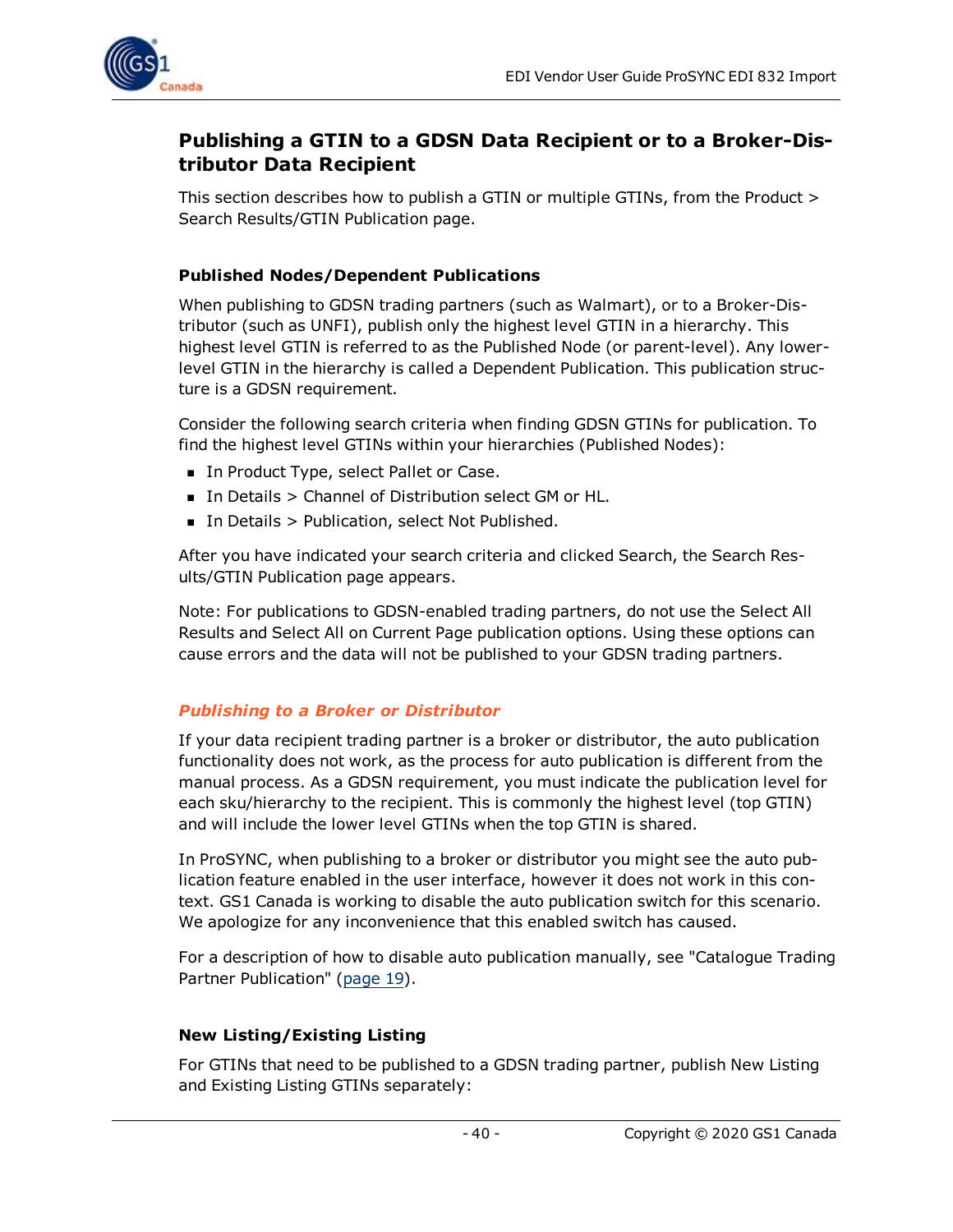## Publishing a GTIN to a GDSN Data Recipient or to a Broker-Distributor Data Recipient

This section describes how to publish a GTIN or multiple GTINs, from the Product > Search Results/GTIN Publication page.

#### Published Nodes/Dependent Publications

When publishing to GDSN trading partners (such as Walmart), or to a Broker-Distributor (such as UNFI), publish only the highest level GTIN in a hierarchy. This highest level GTIN is referred to as the Published Node (or parent-level). Any lower-level GTIN in the hierarchy is called a Dependent Publication. This publication structure is a GDSN requirement.

Consider the following search criteria when finding GDSN GTINs for publication. To find the highest level GTINs within your hierarchies (Published Nodes):

- In Product Type, select Pallet or Case.
- In Details > Channel of Distribution select GM or HL.
- In Details > Publication, select Not Published.

After you have indicated your search criteria and clicked Search, the Search Results/GTIN Publication page appears.

Note: For publications to GDSN-enabled trading partners, do not use the Select All Results and Select All on Current Page publication options. Using these options can cause errors and the data will not be published to your GDSN trading partners.

#### *Publishing to a Broker or Distributor*

If your data recipient trading partner is a broker or distributor, the auto publication functionality does not work, as the process for auto publication is different from the manual process. As a GDSN requirement, you must indicate the publication level for each sku/hierarchy to the recipient. This is commonly the highest level (top GTIN) and will include the lower level GTINs when the top GTIN is shared.

In ProSYNC, when publishing to a broker or distributor you might see the auto publication feature enabled in the user interface, however it does not work in this context. GS1 Canada is working to disable the auto publication switch for this scenario. We apologize for any inconvenience that this enabled switch has caused.

For a description of how to disable auto publication manually, see "Catalogue Trading Partner Publication" (page 19).

#### New Listing/Existing Listing

For GTINs that need to be published to a GDSN trading partner, publish New Listing and Existing Listing GTINs separately: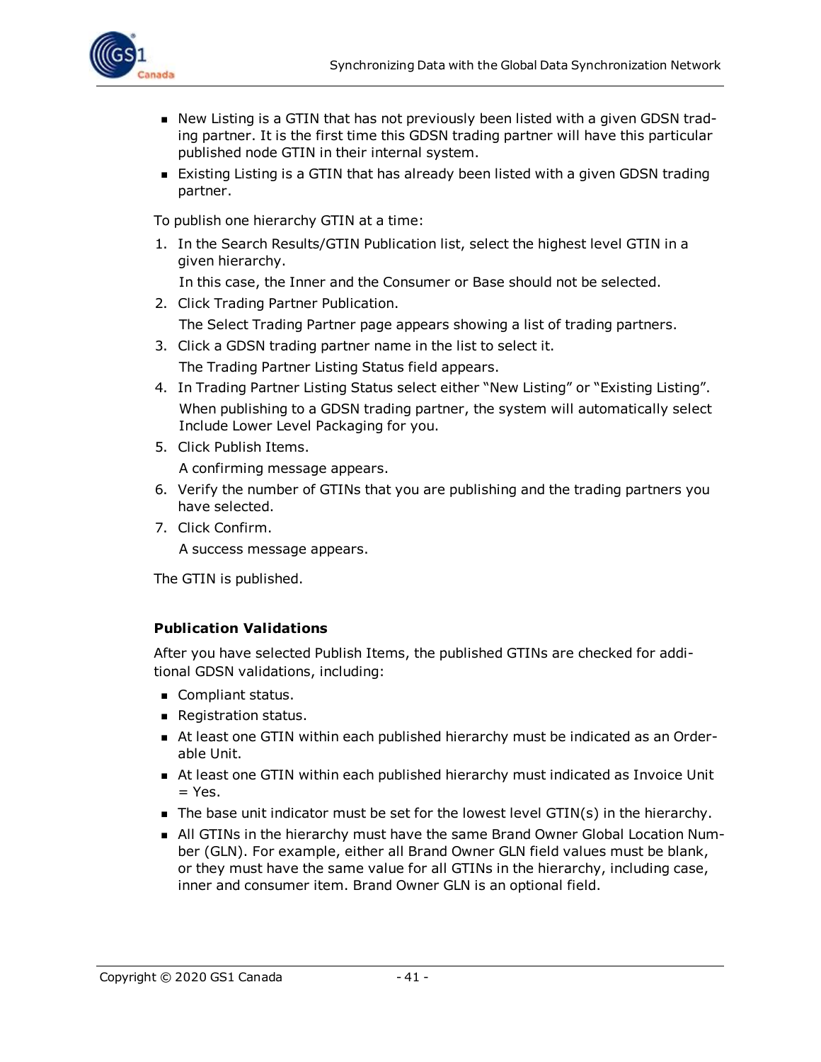- New Listing is a GTIN that has not previously been listed with a given GDSN trading partner. It is the first time this GDSN trading partner will have this particular published node GTIN in their internal system.
- Existing Listing is a GTIN that has already been listed with a given GDSN trading partner.

To publish one hierarchy GTIN at a time:

1. In the Search Results/GTIN Publication list, select the highest level GTIN in a given hierarchy.

   In this case, the Inner and the Consumer or Base should not be selected.
2. Click Trading Partner Publication.

   The Select Trading Partner page appears showing a list of trading partners.
3. Click a GDSN trading partner name in the list to select it.

   The Trading Partner Listing Status field appears.
4. In Trading Partner Listing Status select either "New Listing" or "Existing Listing".

   When publishing to a GDSN trading partner, the system will automatically select Include Lower Level Packaging for you.
5. Click Publish Items.

   A confirming message appears.
6. Verify the number of GTINs that you are publishing and the trading partners you have selected.
7. Click Confirm.

   A success message appears.

The GTIN is published.

#### Publication Validations

After you have selected Publish Items, the published GTINs are checked for additional GDSN validations, including:

- Compliant status.
- Registration status.
- At least one GTIN within each published hierarchy must be indicated as an Orderable Unit.
- At least one GTIN within each published hierarchy must indicated as Invoice Unit = Yes.
- The base unit indicator must be set for the lowest level GTIN(s) in the hierarchy.
- All GTINs in the hierarchy must have the same Brand Owner Global Location Number (GLN). For example, either all Brand Owner GLN field values must be blank, or they must have the same value for all GTINs in the hierarchy, including case, inner and consumer item. Brand Owner GLN is an optional field.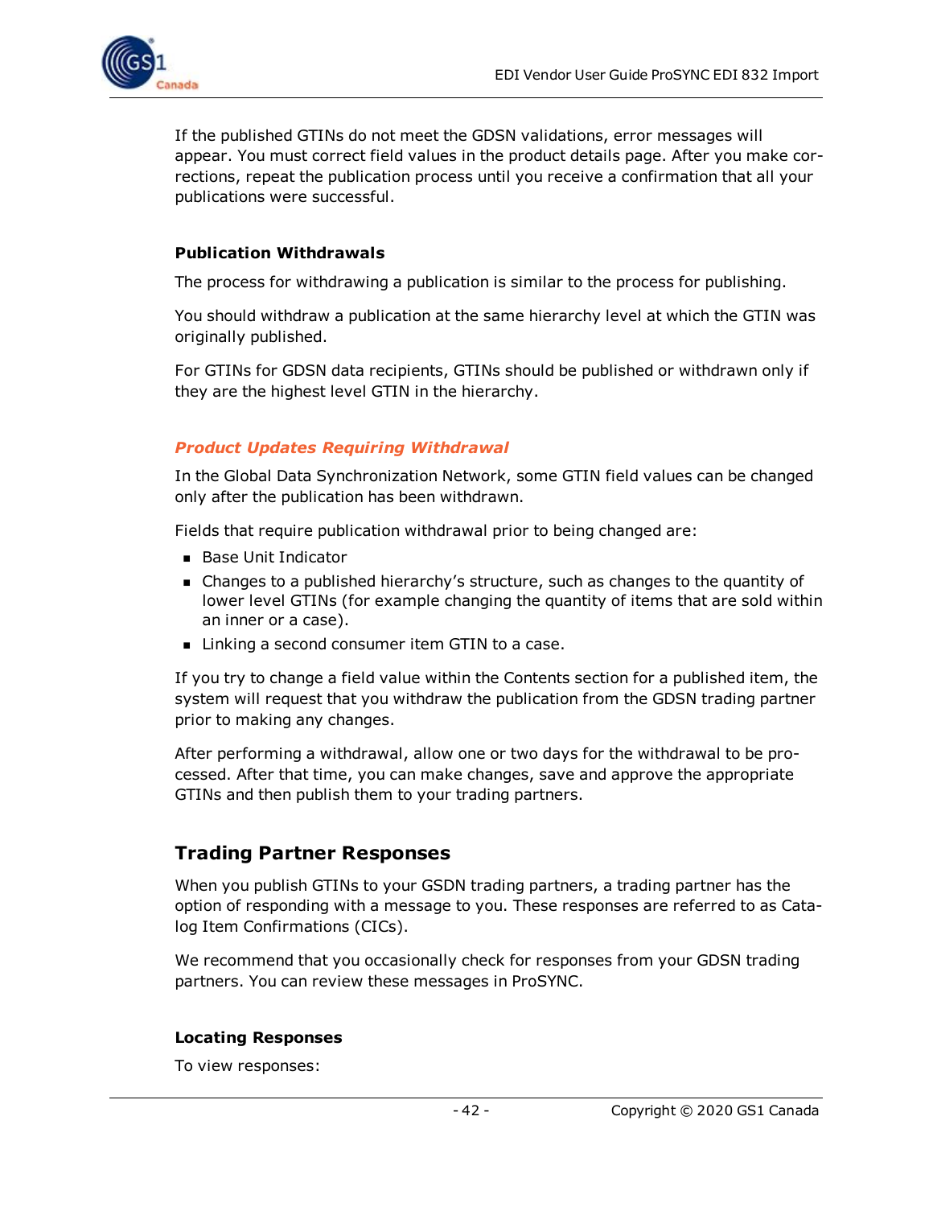If the published GTINs do not meet the GDSN validations, error messages will appear. You must correct field values in the product details page. After you make corrections, repeat the publication process until you receive a confirmation that all your publications were successful.

#### Publication Withdrawals

The process for withdrawing a publication is similar to the process for publishing.

You should withdraw a publication at the same hierarchy level at which the GTIN was originally published.

For GTINs for GDSN data recipients, GTINs should be published or withdrawn only if they are the highest level GTIN in the hierarchy.

#### *Product Updates Requiring Withdrawal*

In the Global Data Synchronization Network, some GTIN field values can be changed only after the publication has been withdrawn.

Fields that require publication withdrawal prior to being changed are:

- Base Unit Indicator
- Changes to a published hierarchy's structure, such as changes to the quantity of lower level GTINs (for example changing the quantity of items that are sold within an inner or a case).
- Linking a second consumer item GTIN to a case.

If you try to change a field value within the Contents section for a published item, the system will request that you withdraw the publication from the GDSN trading partner prior to making any changes.

After performing a withdrawal, allow one or two days for the withdrawal to be processed. After that time, you can make changes, save and approve the appropriate GTINs and then publish them to your trading partners.

## Trading Partner Responses

When you publish GTINs to your GSDN trading partners, a trading partner has the option of responding with a message to you. These responses are referred to as Catalog Item Confirmations (CICs).

We recommend that you occasionally check for responses from your GDSN trading partners. You can review these messages in ProSYNC.

#### Locating Responses

To view responses: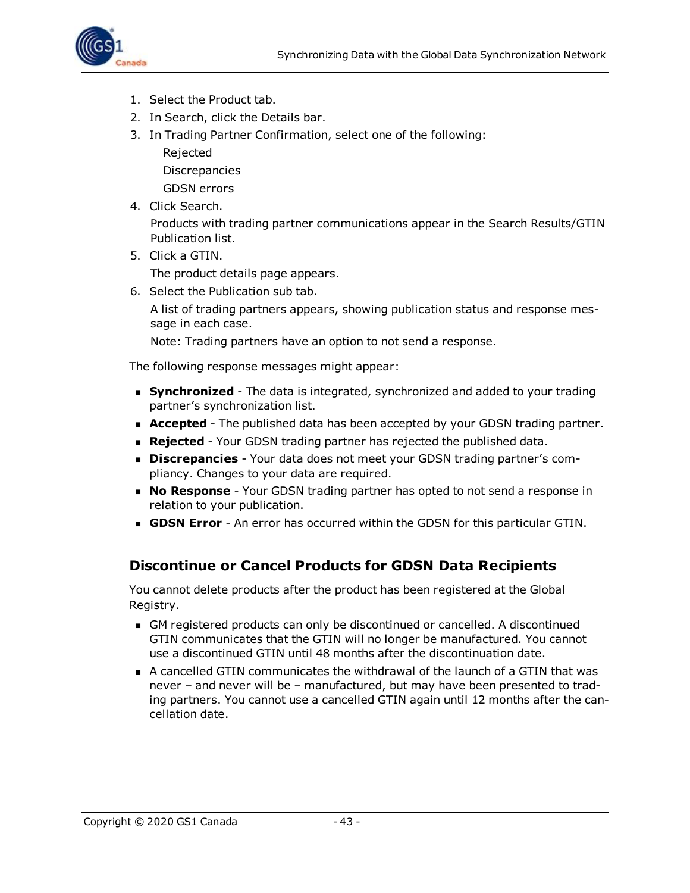1. Select the Product tab.
2. In Search, click the Details bar.
3. In Trading Partner Confirmation, select one of the following:

   Rejected

   Discrepancies

   GDSN errors
4. Click Search.

   Products with trading partner communications appear in the Search Results/GTIN Publication list.
5. Click a GTIN.

   The product details page appears.
6. Select the Publication sub tab.

   A list of trading partners appears, showing publication status and response message in each case.

   Note: Trading partners have an option to not send a response.

The following response messages might appear:

- **Synchronized** - The data is integrated, synchronized and added to your trading partner's synchronization list.
- **Accepted** - The published data has been accepted by your GDSN trading partner.
- **Rejected** - Your GDSN trading partner has rejected the published data.
- **Discrepancies** - Your data does not meet your GDSN trading partner's compliancy. Changes to your data are required.
- **No Response** - Your GDSN trading partner has opted to not send a response in relation to your publication.
- **GDSN Error** - An error has occurred within the GDSN for this particular GTIN.

## Discontinue or Cancel Products for GDSN Data Recipients

You cannot delete products after the product has been registered at the Global Registry.

- GM registered products can only be discontinued or cancelled. A discontinued GTIN communicates that the GTIN will no longer be manufactured. You cannot use a discontinued GTIN until 48 months after the discontinuation date.
- A cancelled GTIN communicates the withdrawal of the launch of a GTIN that was never – and never will be – manufactured, but may have been presented to trading partners. You cannot use a cancelled GTIN again until 12 months after the cancellation date.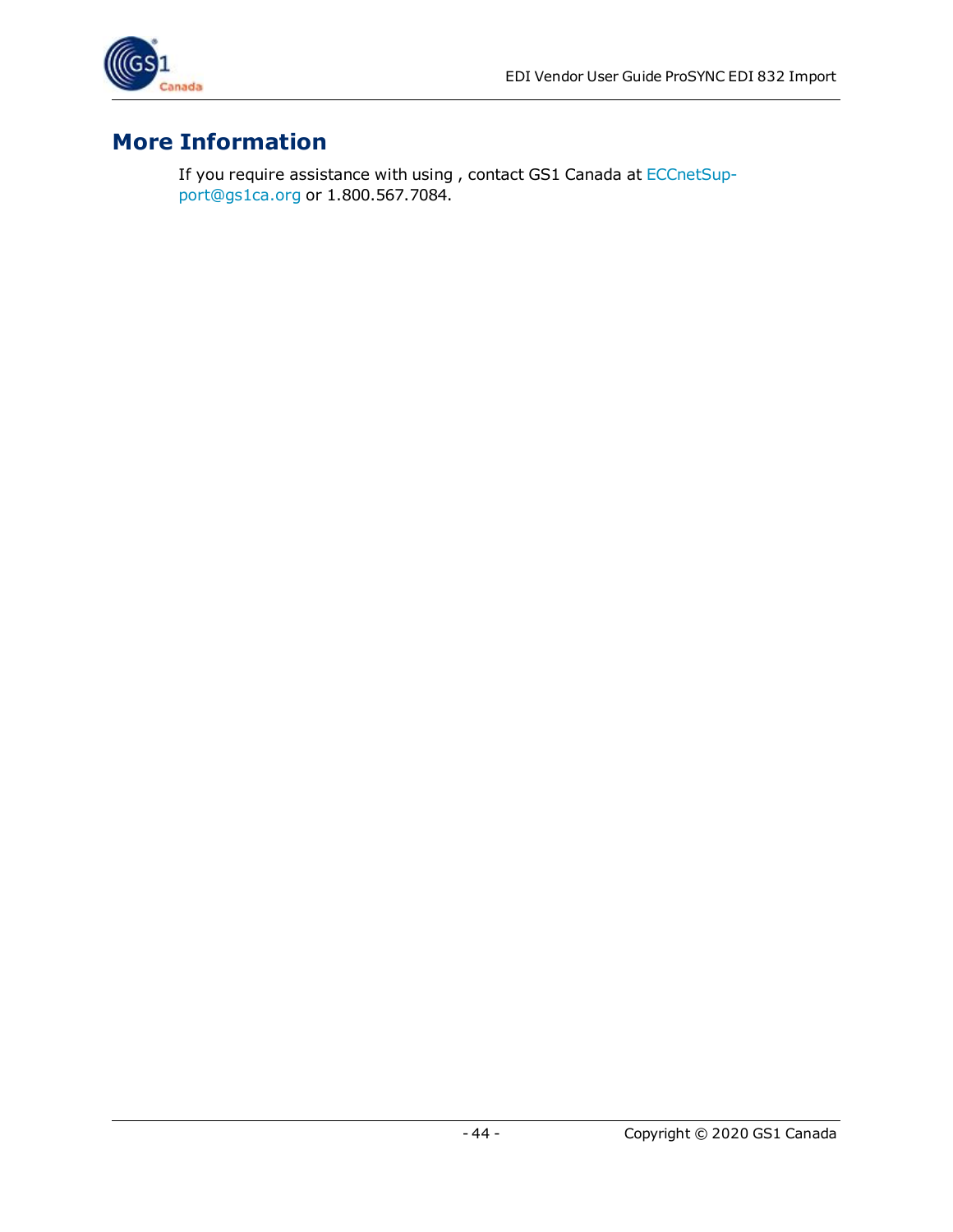# More Information

If you require assistance with using , contact GS1 Canada at ECCnetSupport@gs1ca.org or 1.800.567.7084.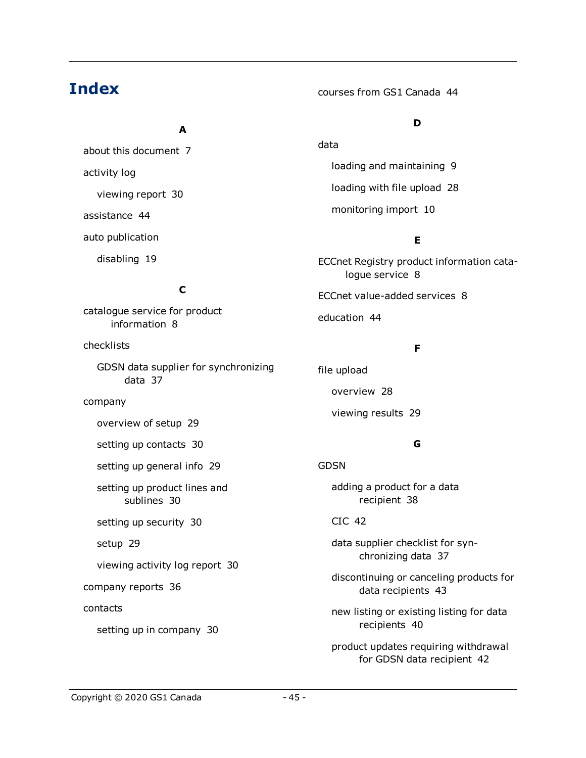# Index

### A

about this document 7

activity log

- viewing report 30

assistance 44

auto publication

- disabling 19

### C

catalogue service for product information 8

checklists

- GDSN data supplier for synchronizing data 37

company

- overview of setup 29
- setting up contacts 30
- setting up general info 29
- setting up product lines and sublines 30
- setting up security 30
- setup 29
- viewing activity log report 30

company reports 36

contacts

- setting up in company 30

courses from GS1 Canada 44

### D

data

- loading and maintaining 9
- loading with file upload 28
- monitoring import 10

### E

ECCnet Registry product information catalogue service 8

ECCnet value-added services 8

education 44

### F

file upload

- overview 28
- viewing results 29

### G

GDSN

- adding a product for a data recipient 38
- CIC 42
- data supplier checklist for synchronizing data 37
- discontinuing or canceling products for data recipients 43
- new listing or existing listing for data recipients 40
- product updates requiring withdrawal for GDSN data recipient 42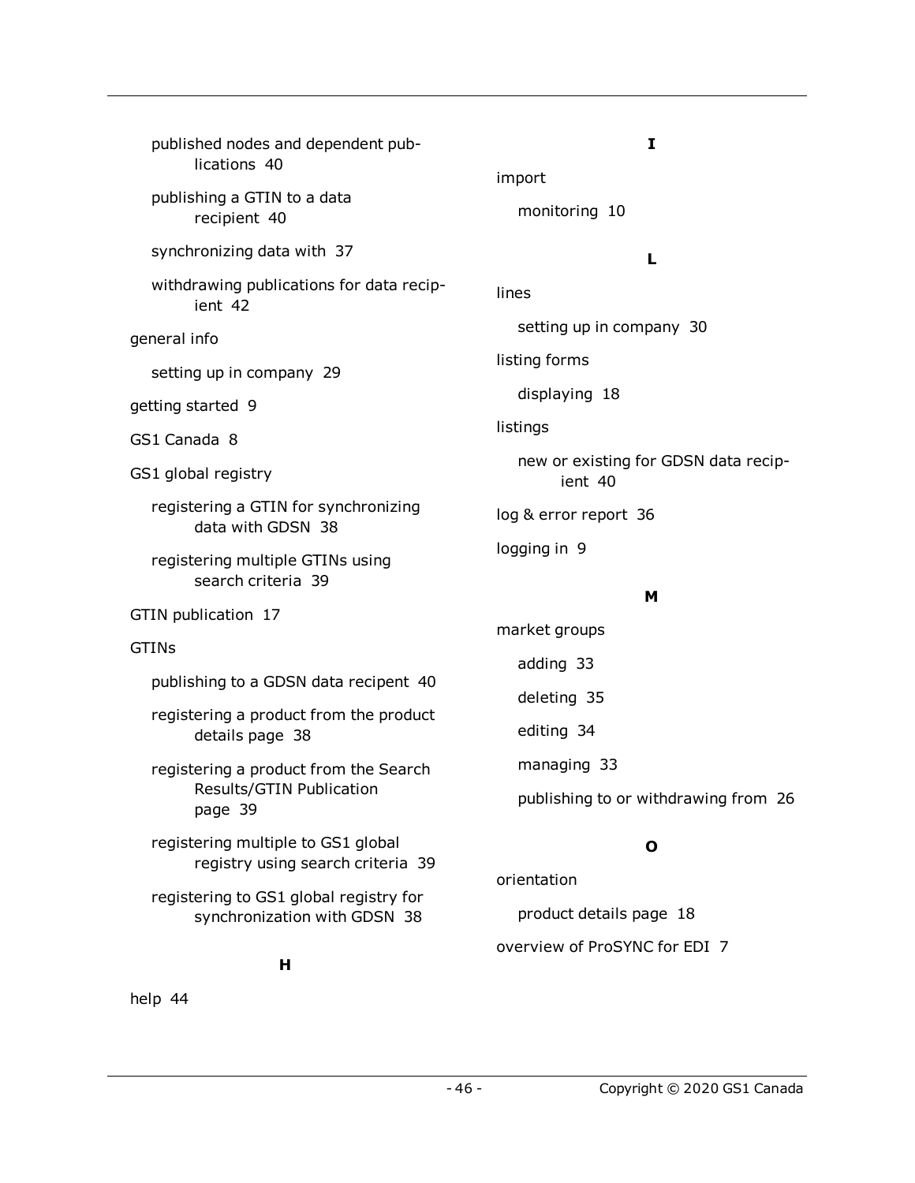- published nodes and dependent publications 40
- publishing a GTIN to a data recipient 40
- synchronizing data with 37
- withdrawing publications for data recipient 42

general info

- setting up in company 29

getting started 9

GS1 Canada 8

GS1 global registry

- registering a GTIN for synchronizing data with GDSN 38
- registering multiple GTINs using search criteria 39

GTIN publication 17

GTINs

- publishing to a GDSN data recipent 40
- registering a product from the product details page 38
- registering a product from the Search Results/GTIN Publication page 39
- registering multiple to GS1 global registry using search criteria 39
- registering to GS1 global registry for synchronization with GDSN 38

**H**

help 44

**I**

import

- monitoring 10

**L**

lines

- setting up in company 30

listing forms

- displaying 18

listings

- new or existing for GDSN data recipient 40

log & error report 36

logging in 9

**M**

market groups

- adding 33
- deleting 35
- editing 34
- managing 33
- publishing to or withdrawing from 26

**O**

orientation

- product details page 18

overview of ProSYNC for EDI 7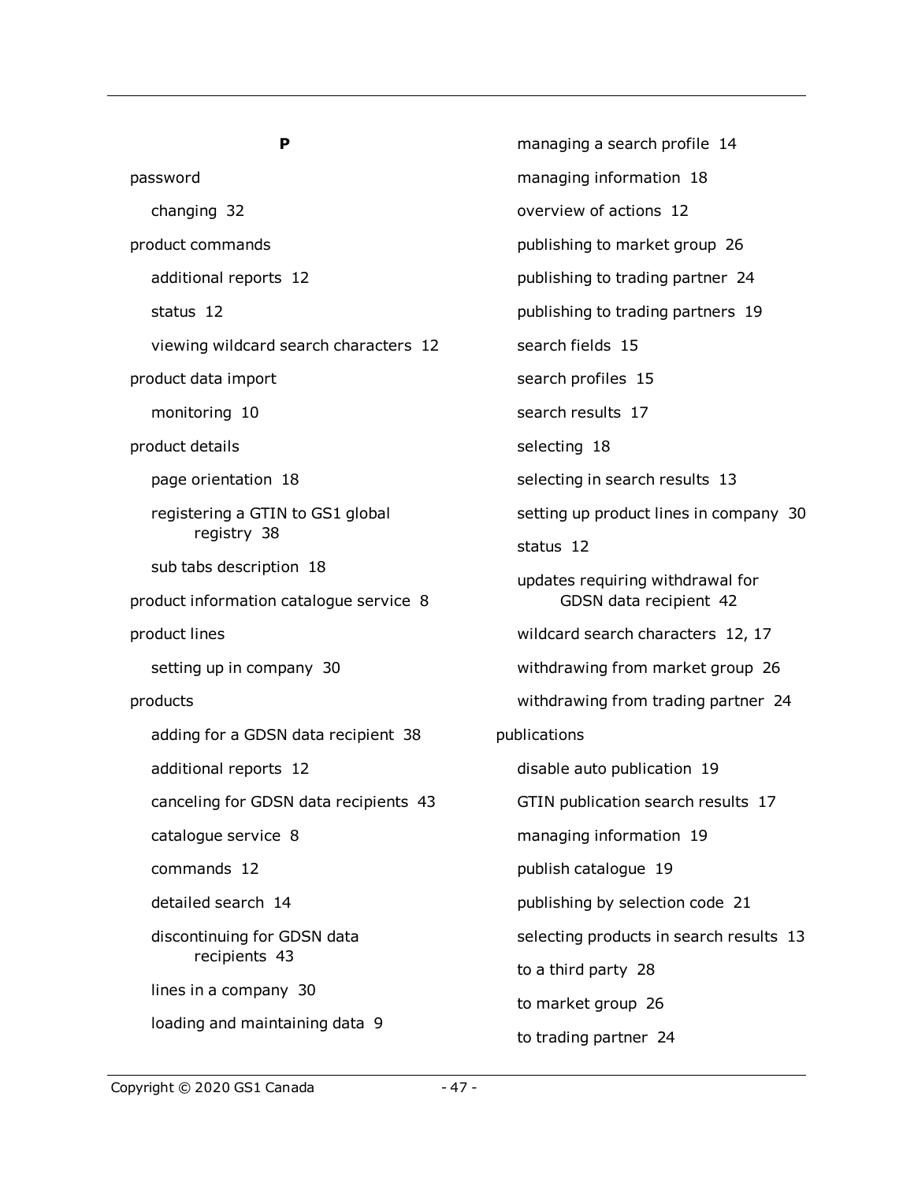**P**

password

- changing 32

product commands

- additional reports 12
- status 12
- viewing wildcard search characters 12

product data import

- monitoring 10

product details

- page orientation 18
- registering a GTIN to GS1 global registry 38
- sub tabs description 18

product information catalogue service 8

product lines

- setting up in company 30

products

- adding for a GDSN data recipient 38
- additional reports 12
- canceling for GDSN data recipients 43
- catalogue service 8
- commands 12
- detailed search 14
- discontinuing for GDSN data recipients 43
- lines in a company 30
- loading and maintaining data 9
- managing a search profile 14
- managing information 18
- overview of actions 12
- publishing to market group 26
- publishing to trading partner 24
- publishing to trading partners 19
- search fields 15
- search profiles 15
- search results 17
- selecting 18
- selecting in search results 13
- setting up product lines in company 30
- status 12
- updates requiring withdrawal for GDSN data recipient 42
- wildcard search characters 12, 17
- withdrawing from market group 26
- withdrawing from trading partner 24

publications

- disable auto publication 19
- GTIN publication search results 17
- managing information 19
- publish catalogue 19
- publishing by selection code 21
- selecting products in search results 13
- to a third party 28
- to market group 26
- to trading partner 24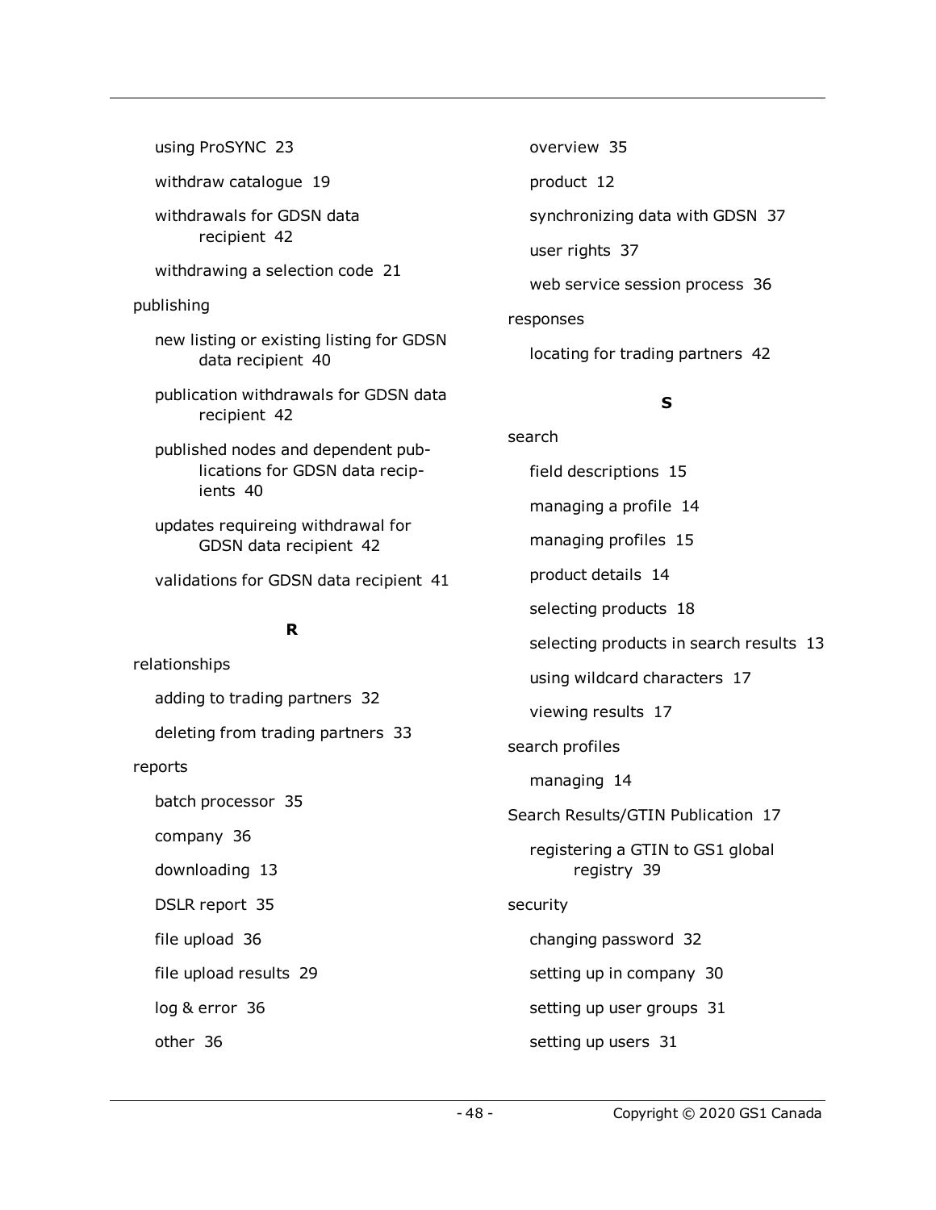- using ProSYNC 23
- withdraw catalogue 19
- withdrawals for GDSN data recipient 42
- withdrawing a selection code 21

publishing

- new listing or existing listing for GDSN data recipient 40
- publication withdrawals for GDSN data recipient 42
- published nodes and dependent publications for GDSN data recipients 40
- updates requireing withdrawal for GDSN data recipient 42
- validations for GDSN data recipient 41

**R**

relationships

- adding to trading partners 32
- deleting from trading partners 33

reports

- batch processor 35
- company 36
- downloading 13
- DSLR report 35
- file upload 36
- file upload results 29
- log & error 36
- other 36
- overview 35
- product 12
- synchronizing data with GDSN 37
- user rights 37
- web service session process 36

responses

- locating for trading partners 42

**S**

search

- field descriptions 15
- managing a profile 14
- managing profiles 15
- product details 14
- selecting products 18
- selecting products in search results 13
- using wildcard characters 17
- viewing results 17

search profiles

- managing 14

Search Results/GTIN Publication 17

- registering a GTIN to GS1 global registry 39

security

- changing password 32
- setting up in company 30
- setting up user groups 31
- setting up users 31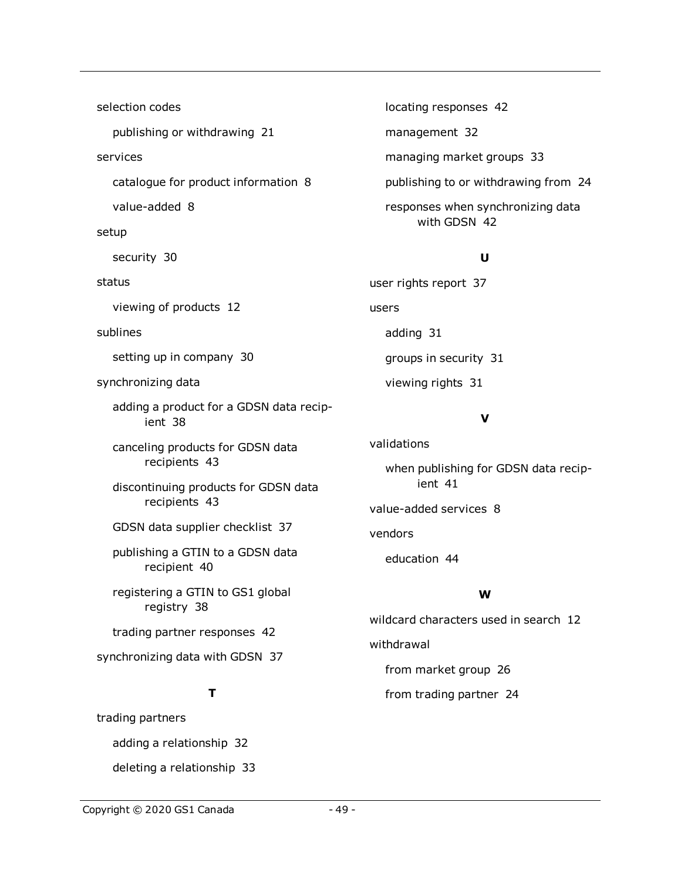selection codes

- publishing or withdrawing 21

services

- catalogue for product information 8
- value-added 8

setup

- security 30

status

- viewing of products 12

sublines

- setting up in company 30

synchronizing data

- adding a product for a GDSN data recipient 38
- canceling products for GDSN data recipients 43
- discontinuing products for GDSN data recipients 43
- GDSN data supplier checklist 37
- publishing a GTIN to a GDSN data recipient 40
- registering a GTIN to GS1 global registry 38
- trading partner responses 42

synchronizing data with GDSN 37

### T

trading partners

- adding a relationship 32
- deleting a relationship 33
- locating responses 42
- management 32
- managing market groups 33
- publishing to or withdrawing from 24
- responses when synchronizing data with GDSN 42

### U

user rights report 37

users

- adding 31
- groups in security 31
- viewing rights 31

### V

validations

- when publishing for GDSN data recipient 41

value-added services 8

vendors

- education 44

### W

wildcard characters used in search 12

withdrawal

- from market group 26
- from trading partner 24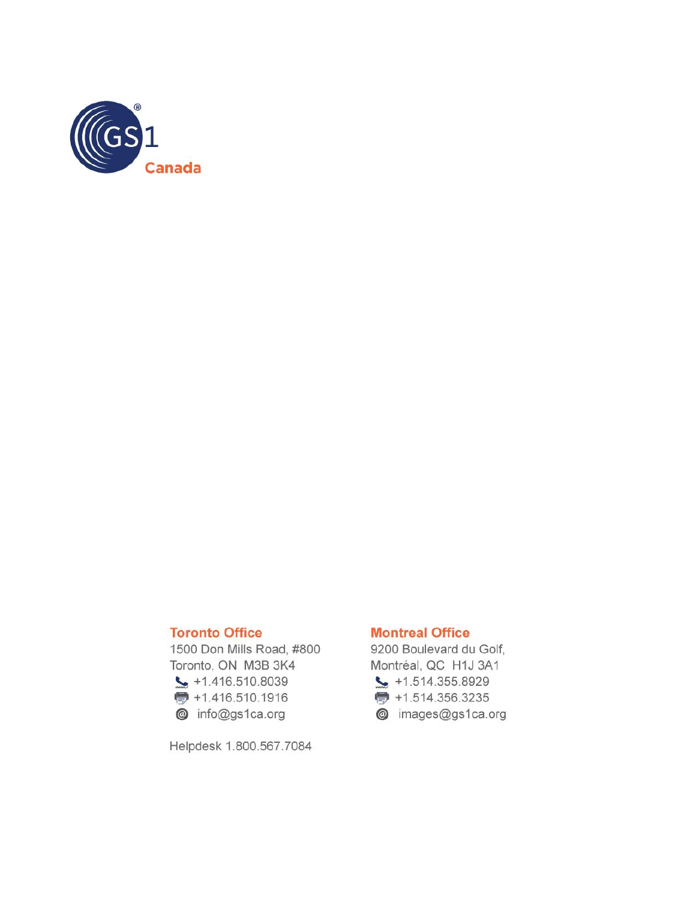GS1 Canada

**Toronto Office**
1500 Don Mills Road, #800
Toronto, ON  M3B 3K4
+1.416.510.8039
+1.416.510.1916
info@gs1ca.org

**Montreal Office**
9200 Boulevard du Golf,
Montréal, QC  H1J 3A1
+1.514.355.8929
+1.514.356.3235
images@gs1ca.org

Helpdesk 1.800.567.7084